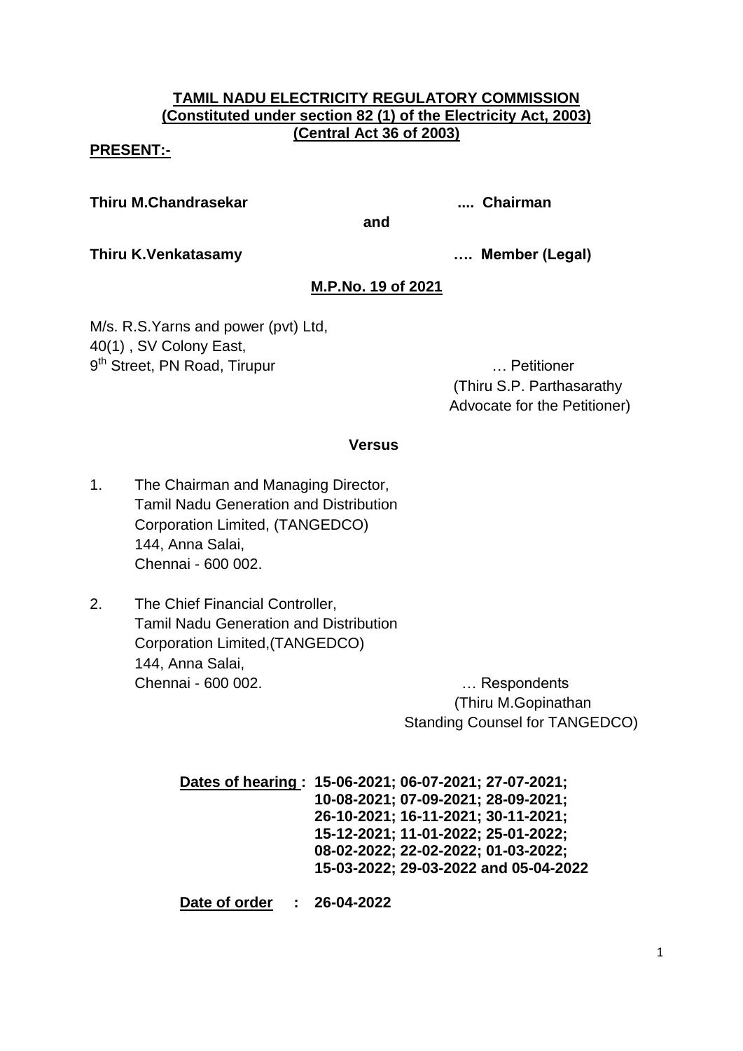**TAMIL NADU ELECTRICITY REGULATORY COMMISSION**
**(Constituted under section 82 (1) of the Electricity Act, 2003)**
**(Central Act 36 of 2003)**

**PRESENT:-**

**Thiru M.Chandrasekar .... Chairman**

**and**

**Thiru K.Venkatasamy …. Member (Legal)**

**M.P.No. 19 of 2021**

M/s. R.S.Yarns and power (pvt) Ltd,
40(1) , SV Colony East,
9th Street, PN Road, Tirupur … Petitioner

(Thiru S.P. Parthasarathy
Advocate for the Petitioner)

**Versus**

1. The Chairman and Managing Director,
   Tamil Nadu Generation and Distribution
   Corporation Limited, (TANGEDCO)
   144, Anna Salai,
   Chennai - 600 002.

2. The Chief Financial Controller,
   Tamil Nadu Generation and Distribution
   Corporation Limited,(TANGEDCO)
   144, Anna Salai,
   Chennai - 600 002. … Respondents

(Thiru M.Gopinathan
Standing Counsel for TANGEDCO)

**Dates of hearing : 15-06-2021; 06-07-2021; 27-07-2021; 10-08-2021; 07-09-2021; 28-09-2021; 26-10-2021; 16-11-2021; 30-11-2021; 15-12-2021; 11-01-2022; 25-01-2022; 08-02-2022; 22-02-2022; 01-03-2022; 15-03-2022; 29-03-2022 and 05-04-2022**

**Date of order : 26-04-2022**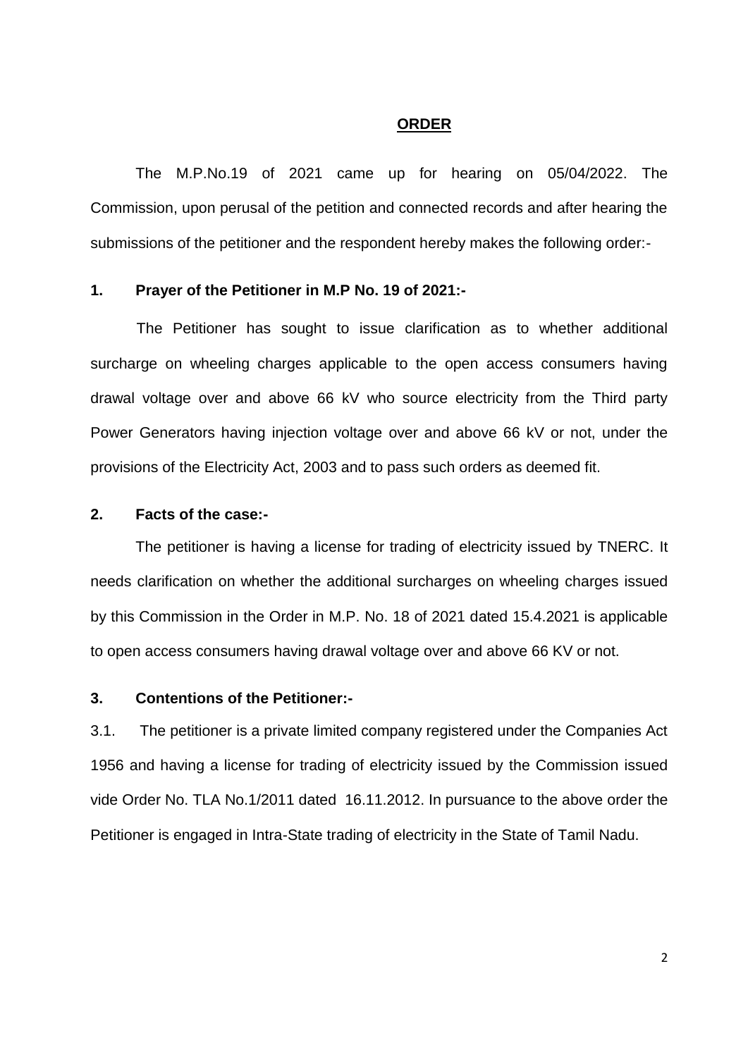## ORDER

The M.P.No.19 of 2021 came up for hearing on 05/04/2022. The Commission, upon perusal of the petition and connected records and after hearing the submissions of the petitioner and the respondent hereby makes the following order:-

### 1. Prayer of the Petitioner in M.P No. 19 of 2021:-

The Petitioner has sought to issue clarification as to whether additional surcharge on wheeling charges applicable to the open access consumers having drawal voltage over and above 66 kV who source electricity from the Third party Power Generators having injection voltage over and above 66 kV or not, under the provisions of the Electricity Act, 2003 and to pass such orders as deemed fit.

### 2. Facts of the case:-

The petitioner is having a license for trading of electricity issued by TNERC. It needs clarification on whether the additional surcharges on wheeling charges issued by this Commission in the Order in M.P. No. 18 of 2021 dated 15.4.2021 is applicable to open access consumers having drawal voltage over and above 66 KV or not.

### 3. Contentions of the Petitioner:-

3.1. The petitioner is a private limited company registered under the Companies Act 1956 and having a license for trading of electricity issued by the Commission issued vide Order No. TLA No.1/2011 dated 16.11.2012. In pursuance to the above order the Petitioner is engaged in Intra-State trading of electricity in the State of Tamil Nadu.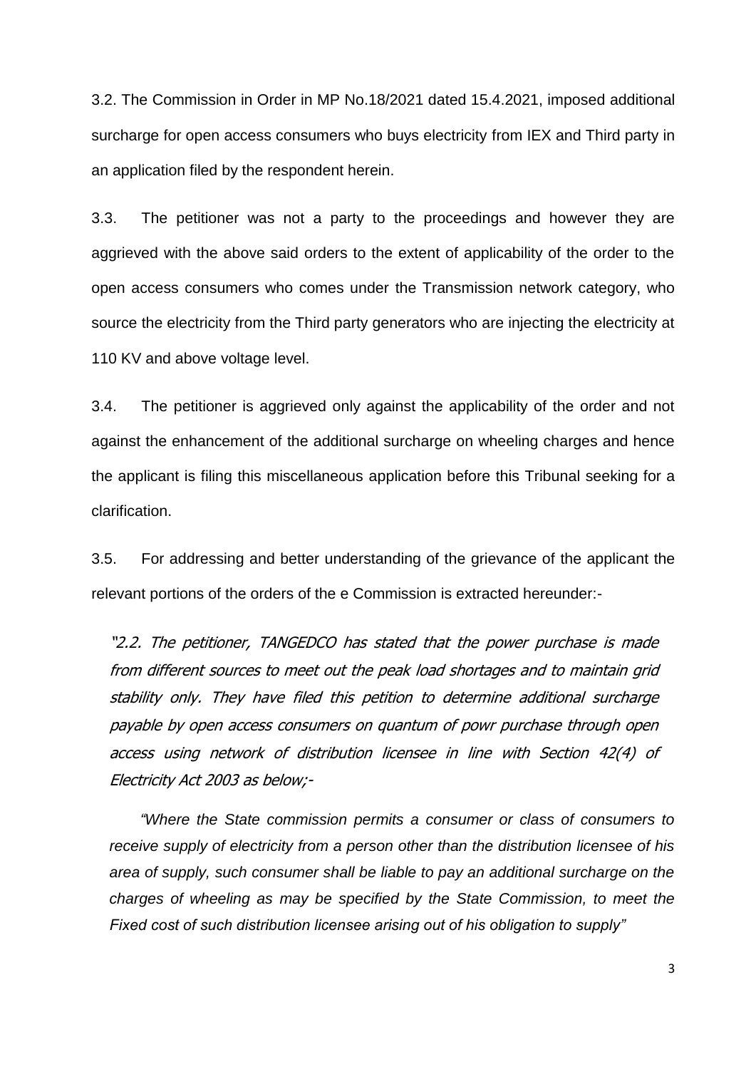3.2. The Commission in Order in MP No.18/2021 dated 15.4.2021, imposed additional surcharge for open access consumers who buys electricity from IEX and Third party in an application filed by the respondent herein.

3.3. The petitioner was not a party to the proceedings and however they are aggrieved with the above said orders to the extent of applicability of the order to the open access consumers who comes under the Transmission network category, who source the electricity from the Third party generators who are injecting the electricity at 110 KV and above voltage level.

3.4. The petitioner is aggrieved only against the applicability of the order and not against the enhancement of the additional surcharge on wheeling charges and hence the applicant is filing this miscellaneous application before this Tribunal seeking for a clarification.

3.5. For addressing and better understanding of the grievance of the applicant the relevant portions of the orders of the e Commission is extracted hereunder:-

> *"2.2. The petitioner, TANGEDCO has stated that the power purchase is made from different sources to meet out the peak load shortages and to maintain grid stability only. They have filed this petition to determine additional surcharge payable by open access consumers on quantum of powr purchase through open access using network of distribution licensee in line with Section 42(4) of Electricity Act 2003 as below;-*
>
> *"Where the State commission permits a consumer or class of consumers to receive supply of electricity from a person other than the distribution licensee of his area of supply, such consumer shall be liable to pay an additional surcharge on the charges of wheeling as may be specified by the State Commission, to meet the Fixed cost of such distribution licensee arising out of his obligation to supply"*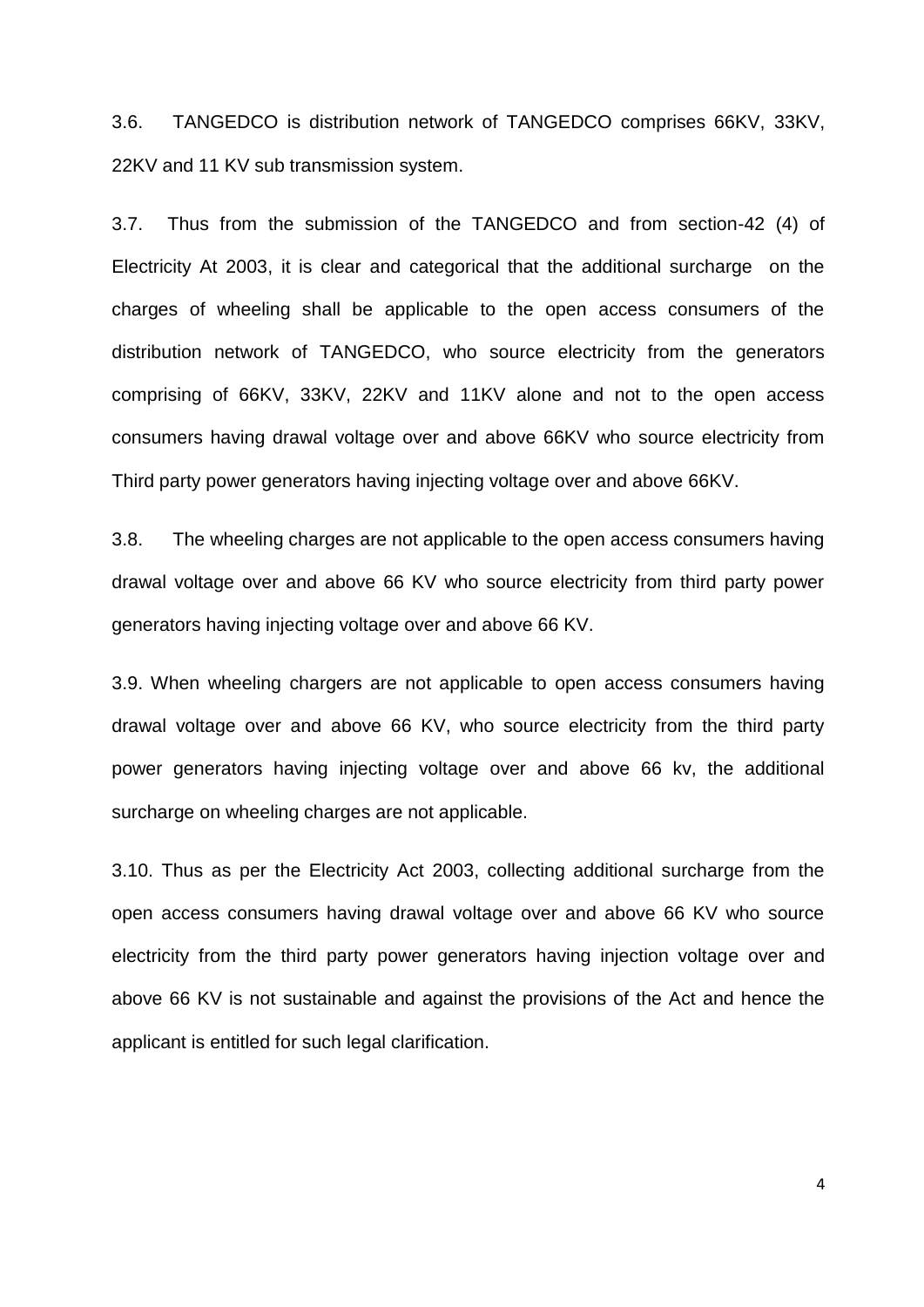3.6. TANGEDCO is distribution network of TANGEDCO comprises 66KV, 33KV, 22KV and 11 KV sub transmission system.

3.7. Thus from the submission of the TANGEDCO and from section-42 (4) of Electricity At 2003, it is clear and categorical that the additional surcharge on the charges of wheeling shall be applicable to the open access consumers of the distribution network of TANGEDCO, who source electricity from the generators comprising of 66KV, 33KV, 22KV and 11KV alone and not to the open access consumers having drawal voltage over and above 66KV who source electricity from Third party power generators having injecting voltage over and above 66KV.

3.8. The wheeling charges are not applicable to the open access consumers having drawal voltage over and above 66 KV who source electricity from third party power generators having injecting voltage over and above 66 KV.

3.9. When wheeling chargers are not applicable to open access consumers having drawal voltage over and above 66 KV, who source electricity from the third party power generators having injecting voltage over and above 66 kv, the additional surcharge on wheeling charges are not applicable.

3.10. Thus as per the Electricity Act 2003, collecting additional surcharge from the open access consumers having drawal voltage over and above 66 KV who source electricity from the third party power generators having injection voltage over and above 66 KV is not sustainable and against the provisions of the Act and hence the applicant is entitled for such legal clarification.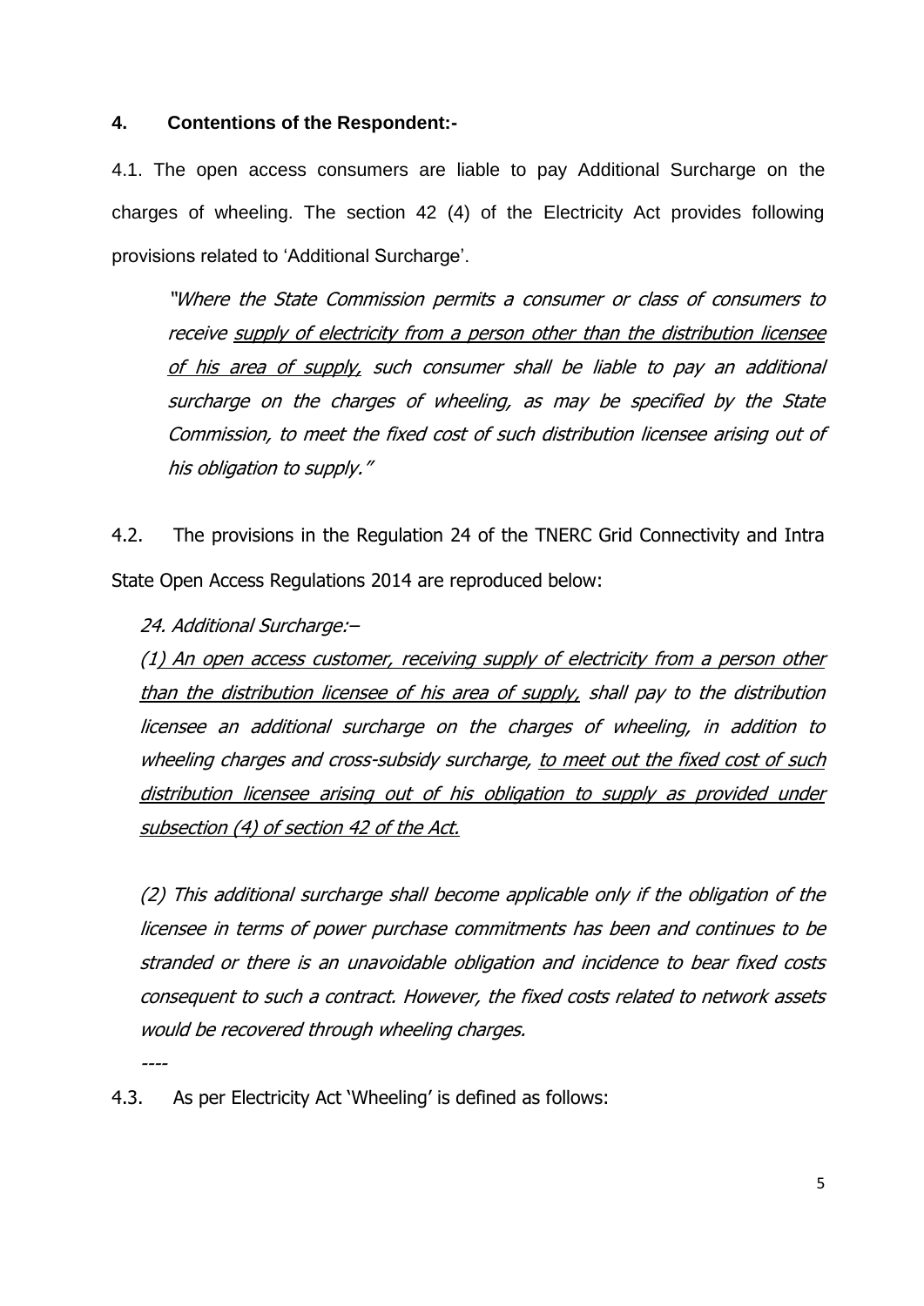**4. Contentions of the Respondent:-**

4.1. The open access consumers are liable to pay Additional Surcharge on the charges of wheeling. The section 42 (4) of the Electricity Act provides following provisions related to 'Additional Surcharge'.

> *"Where the State Commission permits a consumer or class of consumers to receive <u>supply of electricity from a person other than the distribution licensee of his area of supply,</u> such consumer shall be liable to pay an additional surcharge on the charges of wheeling, as may be specified by the State Commission, to meet the fixed cost of such distribution licensee arising out of his obligation to supply."*

4.2. The provisions in the Regulation 24 of the TNERC Grid Connectivity and Intra State Open Access Regulations 2014 are reproduced below:

> *24. Additional Surcharge:–*
>
> *(1<u>) An open access customer, receiving supply of electricity from a person other than the distribution licensee of his area of supply,</u> shall pay to the distribution licensee an additional surcharge on the charges of wheeling, in addition to wheeling charges and cross-subsidy surcharge, <u>to meet out the fixed cost of such distribution licensee arising out of his obligation to supply as provided under subsection (4) of section 42 of the Act.</u>*
>
> *(2) This additional surcharge shall become applicable only if the obligation of the licensee in terms of power purchase commitments has been and continues to be stranded or there is an unavoidable obligation and incidence to bear fixed costs consequent to such a contract. However, the fixed costs related to network assets would be recovered through wheeling charges.*
>
> *----*

4.3. As per Electricity Act 'Wheeling' is defined as follows: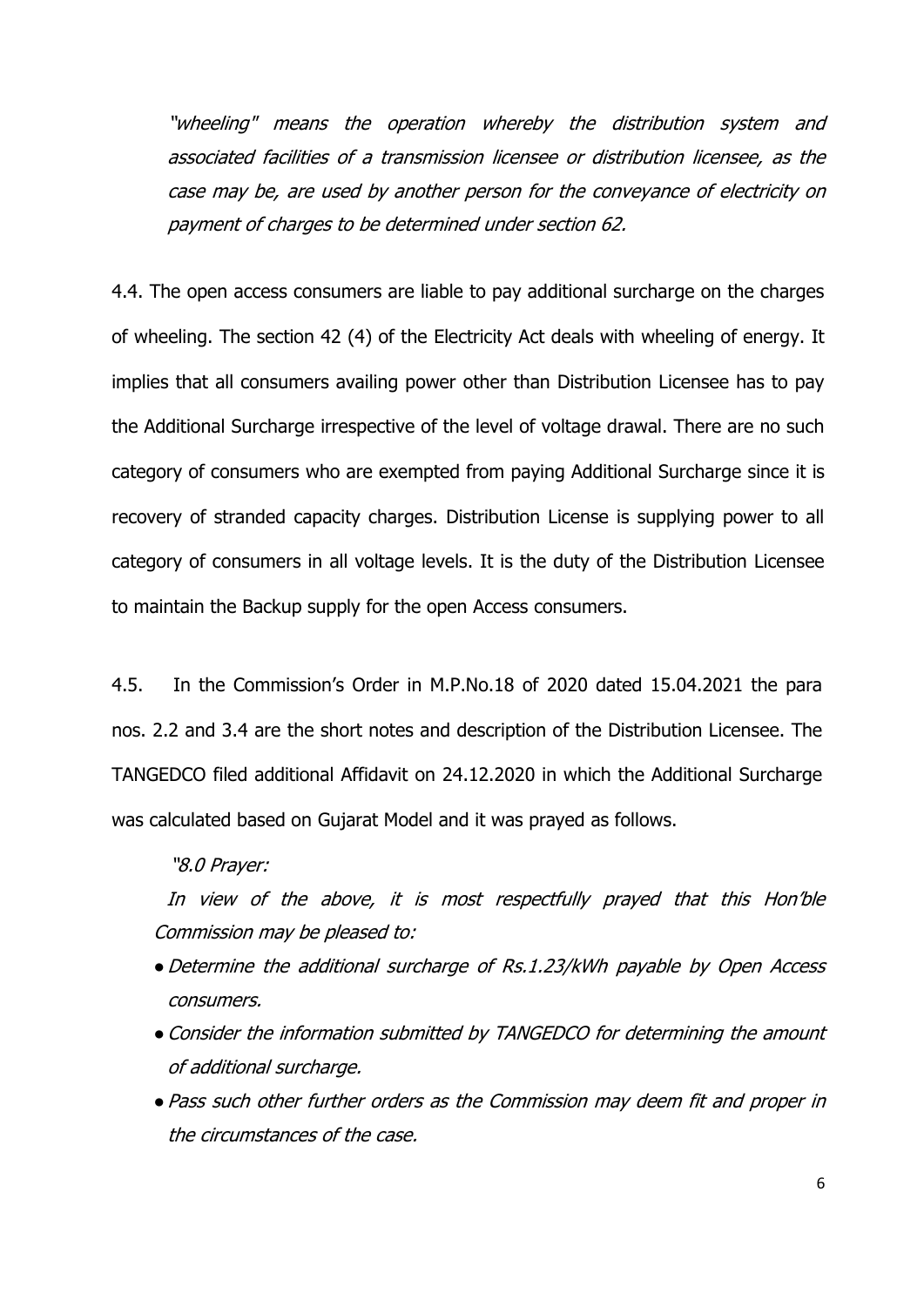*"wheeling" means the operation whereby the distribution system and associated facilities of a transmission licensee or distribution licensee, as the case may be, are used by another person for the conveyance of electricity on payment of charges to be determined under section 62.*

4.4. The open access consumers are liable to pay additional surcharge on the charges of wheeling. The section 42 (4) of the Electricity Act deals with wheeling of energy. It implies that all consumers availing power other than Distribution Licensee has to pay the Additional Surcharge irrespective of the level of voltage drawal. There are no such category of consumers who are exempted from paying Additional Surcharge since it is recovery of stranded capacity charges. Distribution License is supplying power to all category of consumers in all voltage levels. It is the duty of the Distribution Licensee to maintain the Backup supply for the open Access consumers.

4.5. In the Commission's Order in M.P.No.18 of 2020 dated 15.04.2021 the para nos. 2.2 and 3.4 are the short notes and description of the Distribution Licensee. The TANGEDCO filed additional Affidavit on 24.12.2020 in which the Additional Surcharge was calculated based on Gujarat Model and it was prayed as follows.

*"8.0 Prayer:*

*In view of the above, it is most respectfully prayed that this Hon'ble Commission may be pleased to:*

- *Determine the additional surcharge of Rs.1.23/kWh payable by Open Access consumers.*
- *Consider the information submitted by TANGEDCO for determining the amount of additional surcharge.*
- *Pass such other further orders as the Commission may deem fit and proper in the circumstances of the case.*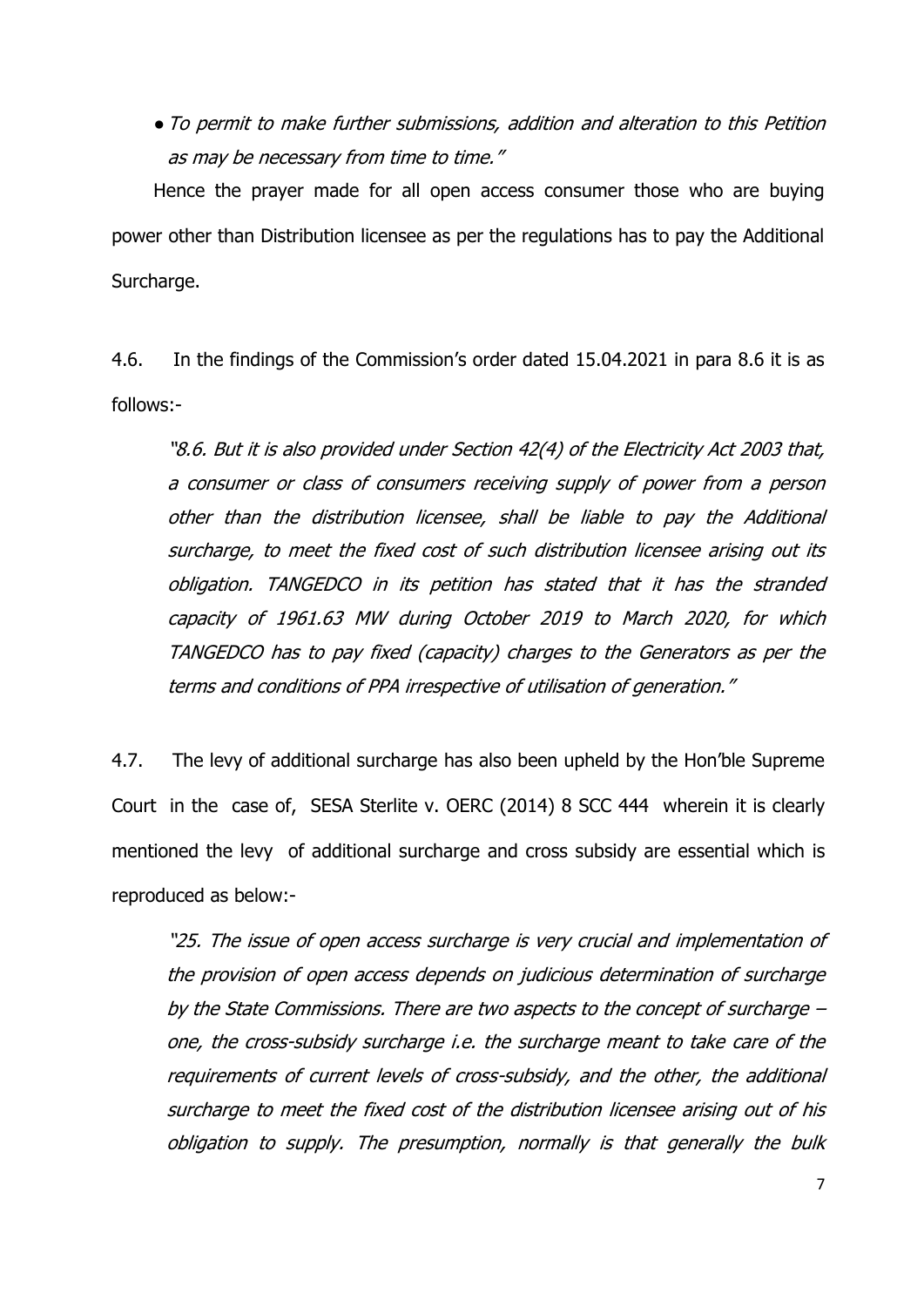- *To permit to make further submissions, addition and alteration to this Petition as may be necessary from time to time."*

Hence the prayer made for all open access consumer those who are buying power other than Distribution licensee as per the regulations has to pay the Additional Surcharge.

4.6. In the findings of the Commission's order dated 15.04.2021 in para 8.6 it is as follows:-

> *"8.6. But it is also provided under Section 42(4) of the Electricity Act 2003 that, a consumer or class of consumers receiving supply of power from a person other than the distribution licensee, shall be liable to pay the Additional surcharge, to meet the fixed cost of such distribution licensee arising out its obligation. TANGEDCO in its petition has stated that it has the stranded capacity of 1961.63 MW during October 2019 to March 2020, for which TANGEDCO has to pay fixed (capacity) charges to the Generators as per the terms and conditions of PPA irrespective of utilisation of generation."*

4.7. The levy of additional surcharge has also been upheld by the Hon'ble Supreme Court in the case of, SESA Sterlite v. OERC (2014) 8 SCC 444 wherein it is clearly mentioned the levy of additional surcharge and cross subsidy are essential which is reproduced as below:-

> *"25. The issue of open access surcharge is very crucial and implementation of the provision of open access depends on judicious determination of surcharge by the State Commissions. There are two aspects to the concept of surcharge – one, the cross-subsidy surcharge i.e. the surcharge meant to take care of the requirements of current levels of cross-subsidy, and the other, the additional surcharge to meet the fixed cost of the distribution licensee arising out of his obligation to supply. The presumption, normally is that generally the bulk*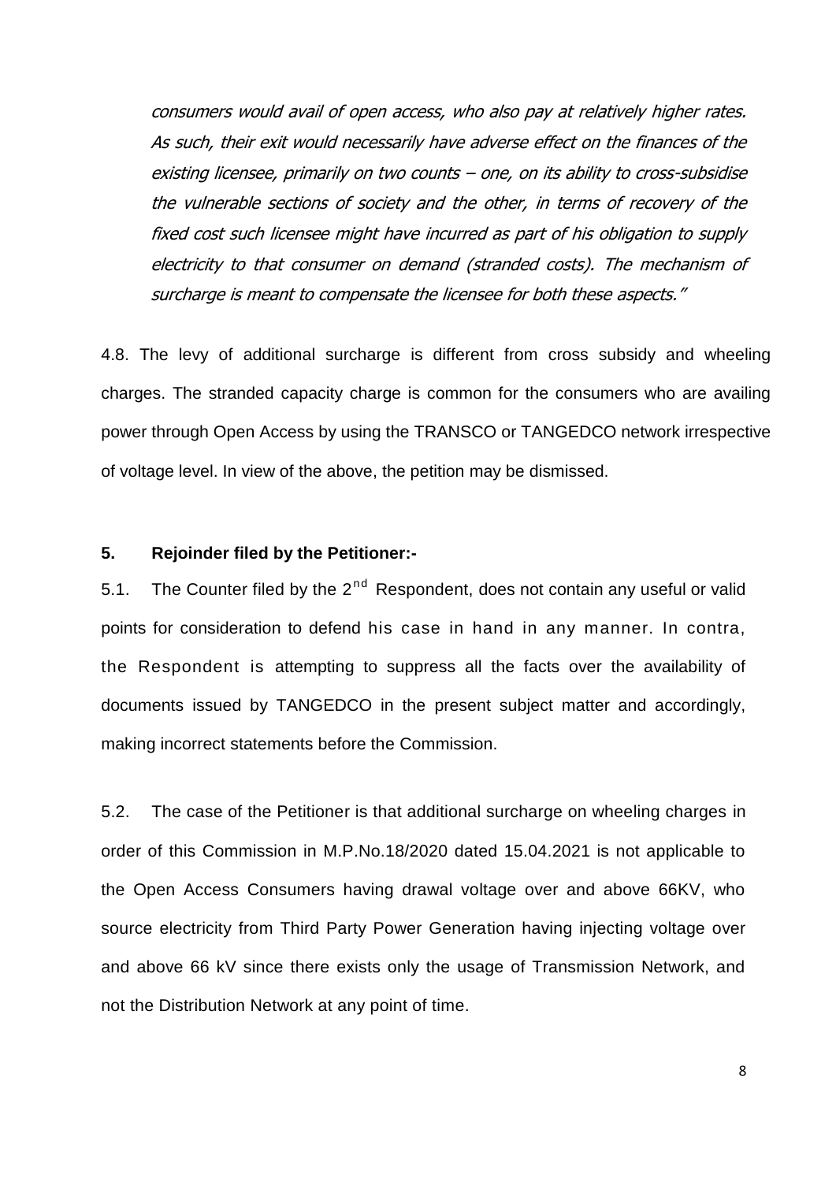*consumers would avail of open access, who also pay at relatively higher rates. As such, their exit would necessarily have adverse effect on the finances of the existing licensee, primarily on two counts – one, on its ability to cross-subsidise the vulnerable sections of society and the other, in terms of recovery of the fixed cost such licensee might have incurred as part of his obligation to supply electricity to that consumer on demand (stranded costs). The mechanism of surcharge is meant to compensate the licensee for both these aspects."*

4.8. The levy of additional surcharge is different from cross subsidy and wheeling charges. The stranded capacity charge is common for the consumers who are availing power through Open Access by using the TRANSCO or TANGEDCO network irrespective of voltage level. In view of the above, the petition may be dismissed.

**5. Rejoinder filed by the Petitioner:-**

5.1. The Counter filed by the 2nd Respondent, does not contain any useful or valid points for consideration to defend his case in hand in any manner. In contra, the Respondent is attempting to suppress all the facts over the availability of documents issued by TANGEDCO in the present subject matter and accordingly, making incorrect statements before the Commission.

5.2. The case of the Petitioner is that additional surcharge on wheeling charges in order of this Commission in M.P.No.18/2020 dated 15.04.2021 is not applicable to the Open Access Consumers having drawal voltage over and above 66KV, who source electricity from Third Party Power Generation having injecting voltage over and above 66 kV since there exists only the usage of Transmission Network, and not the Distribution Network at any point of time.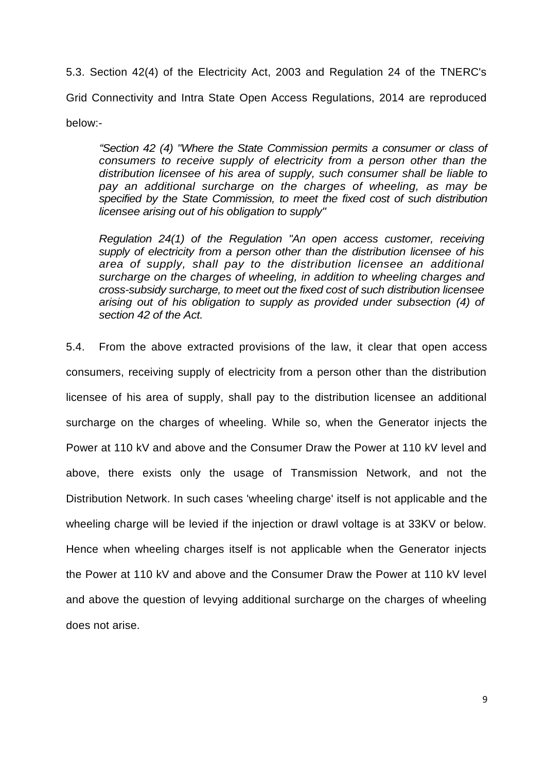5.3. Section 42(4) of the Electricity Act, 2003 and Regulation 24 of the TNERC's Grid Connectivity and Intra State Open Access Regulations, 2014 are reproduced below:-

> *“Section 42 (4) "Where the State Commission permits a consumer or class of consumers to receive supply of electricity from a person other than the distribution licensee of his area of supply, such consumer shall be liable to pay an additional surcharge on the charges of wheeling, as may be specified by the State Commission, to meet the fixed cost of such distribution licensee arising out of his obligation to supply"*
>
> *Regulation 24(1) of the Regulation "An open access customer, receiving supply of electricity from a person other than the distribution licensee of his area of supply, shall pay to the distribution licensee an additional surcharge on the charges of wheeling, in addition to wheeling charges and cross-subsidy surcharge, to meet out the fixed cost of such distribution licensee arising out of his obligation to supply as provided under subsection (4) of section 42 of the Act.*

5.4. From the above extracted provisions of the law, it clear that open access consumers, receiving supply of electricity from a person other than the distribution licensee of his area of supply, shall pay to the distribution licensee an additional surcharge on the charges of wheeling. While so, when the Generator injects the Power at 110 kV and above and the Consumer Draw the Power at 110 kV level and above, there exists only the usage of Transmission Network, and not the Distribution Network. In such cases 'wheeling charge' itself is not applicable and the wheeling charge will be levied if the injection or drawl voltage is at 33KV or below. Hence when wheeling charges itself is not applicable when the Generator injects the Power at 110 kV and above and the Consumer Draw the Power at 110 kV level and above the question of levying additional surcharge on the charges of wheeling does not arise.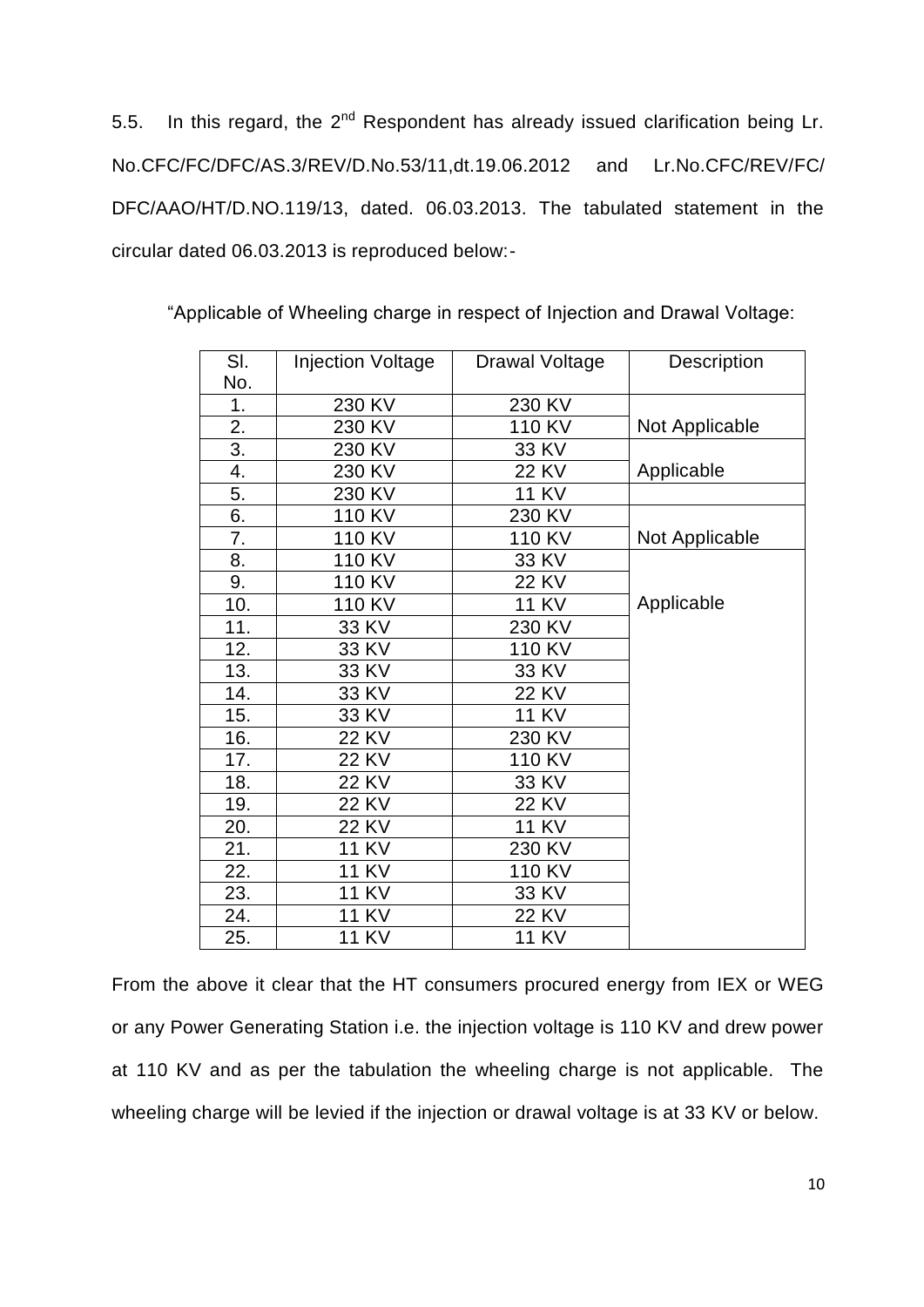5.5. In this regard, the 2nd Respondent has already issued clarification being Lr. No.CFC/FC/DFC/AS.3/REV/D.No.53/11,dt.19.06.2012 and Lr.No.CFC/REV/FC/DFC/AAO/HT/D.NO.119/13, dated. 06.03.2013. The tabulated statement in the circular dated 06.03.2013 is reproduced below:-

"Applicable of Wheeling charge in respect of Injection and Drawal Voltage:

| Sl. No. | Injection Voltage | Drawal Voltage | Description |
|---|---|---|---|
| 1. | 230 KV | 230 KV | Not Applicable |
| 2. | 230 KV | 110 KV | |
| 3. | 230 KV | 33 KV | Applicable |
| 4. | 230 KV | 22 KV | |
| 5. | 230 KV | 11 KV | |
| 6. | 110 KV | 230 KV | Not Applicable |
| 7. | 110 KV | 110 KV | |
| 8. | 110 KV | 33 KV | Applicable |
| 9. | 110 KV | 22 KV | |
| 10. | 110 KV | 11 KV | |
| 11. | 33 KV | 230 KV | |
| 12. | 33 KV | 110 KV | |
| 13. | 33 KV | 33 KV | |
| 14. | 33 KV | 22 KV | |
| 15. | 33 KV | 11 KV | |
| 16. | 22 KV | 230 KV | |
| 17. | 22 KV | 110 KV | |
| 18. | 22 KV | 33 KV | |
| 19. | 22 KV | 22 KV | |
| 20. | 22 KV | 11 KV | |
| 21. | 11 KV | 230 KV | |
| 22. | 11 KV | 110 KV | |
| 23. | 11 KV | 33 KV | |
| 24. | 11 KV | 22 KV | |
| 25. | 11 KV | 11 KV | |

From the above it clear that the HT consumers procured energy from IEX or WEG or any Power Generating Station i.e. the injection voltage is 110 KV and drew power at 110 KV and as per the tabulation the wheeling charge is not applicable. The wheeling charge will be levied if the injection or drawal voltage is at 33 KV or below.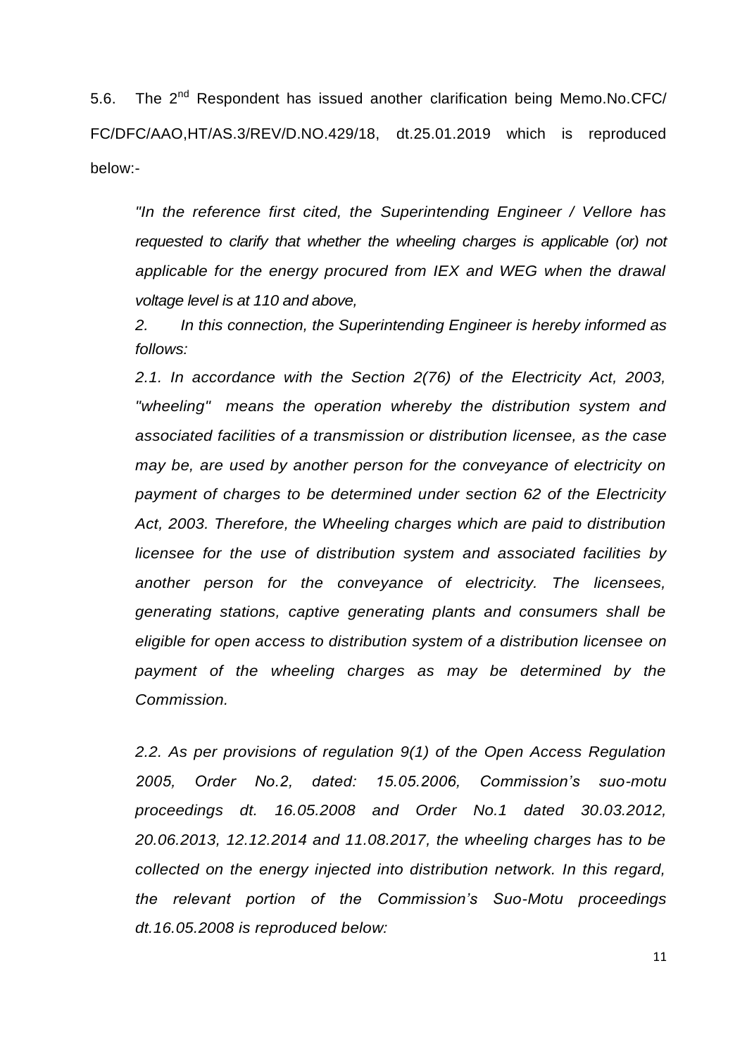5.6. The 2nd Respondent has issued another clarification being Memo.No.CFC/ FC/DFC/AAO,HT/AS.3/REV/D.NO.429/18, dt.25.01.2019 which is reproduced below:-

*"In the reference first cited, the Superintending Engineer / Vellore has requested to clarify that whether the wheeling charges is applicable (or) not applicable for the energy procured from IEX and WEG when the drawal voltage level is at 110 and above,*

*2. In this connection, the Superintending Engineer is hereby informed as follows:*

*2.1. In accordance with the Section 2(76) of the Electricity Act, 2003, "wheeling" means the operation whereby the distribution system and associated facilities of a transmission or distribution licensee, as the case may be, are used by another person for the conveyance of electricity on payment of charges to be determined under section 62 of the Electricity Act, 2003. Therefore, the Wheeling charges which are paid to distribution licensee for the use of distribution system and associated facilities by another person for the conveyance of electricity. The licensees, generating stations, captive generating plants and consumers shall be eligible for open access to distribution system of a distribution licensee on payment of the wheeling charges as may be determined by the Commission.*

*2.2. As per provisions of regulation 9(1) of the Open Access Regulation 2005, Order No.2, dated: 15.05.2006, Commission's suo-motu proceedings dt. 16.05.2008 and Order No.1 dated 30.03.2012, 20.06.2013, 12.12.2014 and 11.08.2017, the wheeling charges has to be collected on the energy injected into distribution network. In this regard, the relevant portion of the Commission's Suo-Motu proceedings dt.16.05.2008 is reproduced below:*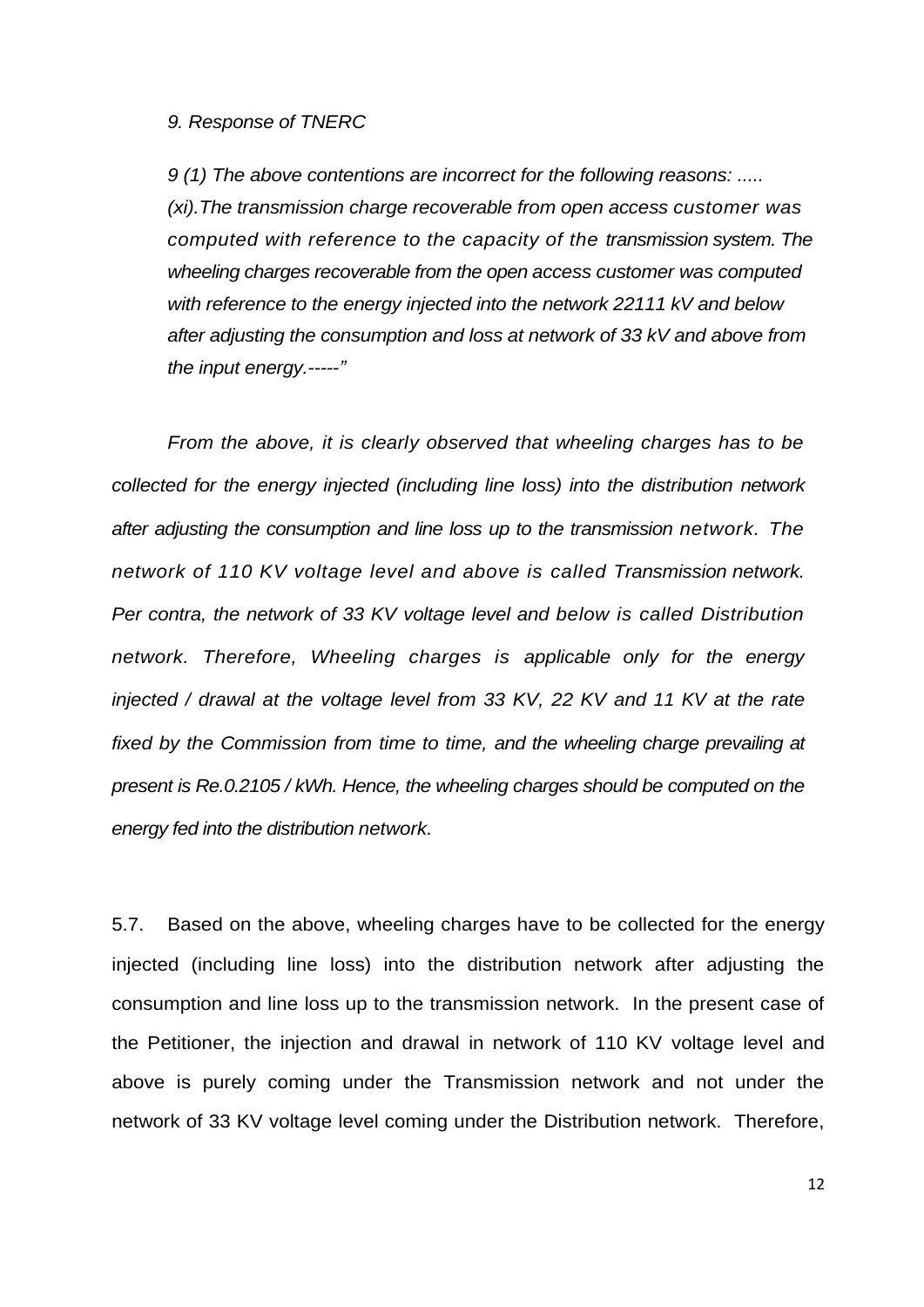*9. Response of TNERC*

*9 (1) The above contentions are incorrect for the following reasons: .....*
*(xi).The transmission charge recoverable from open access customer was computed with reference to the capacity of the transmission system. The wheeling charges recoverable from the open access customer was computed with reference to the energy injected into the network 22111 kV and below after adjusting the consumption and loss at network of 33 kV and above from the input energy.-----"*

*From the above, it is clearly observed that wheeling charges has to be collected for the energy injected (including line loss) into the distribution network after adjusting the consumption and line loss up to the transmission network. The network of 110 KV voltage level and above is called Transmission network. Per contra, the network of 33 KV voltage level and below is called Distribution network. Therefore, Wheeling charges is applicable only for the energy injected / drawal at the voltage level from 33 KV, 22 KV and 11 KV at the rate fixed by the Commission from time to time, and the wheeling charge prevailing at present is Re.0.2105 / kWh. Hence, the wheeling charges should be computed on the energy fed into the distribution network.*

5.7. Based on the above, wheeling charges have to be collected for the energy injected (including line loss) into the distribution network after adjusting the consumption and line loss up to the transmission network. In the present case of the Petitioner, the injection and drawal in network of 110 KV voltage level and above is purely coming under the Transmission network and not under the network of 33 KV voltage level coming under the Distribution network. Therefore,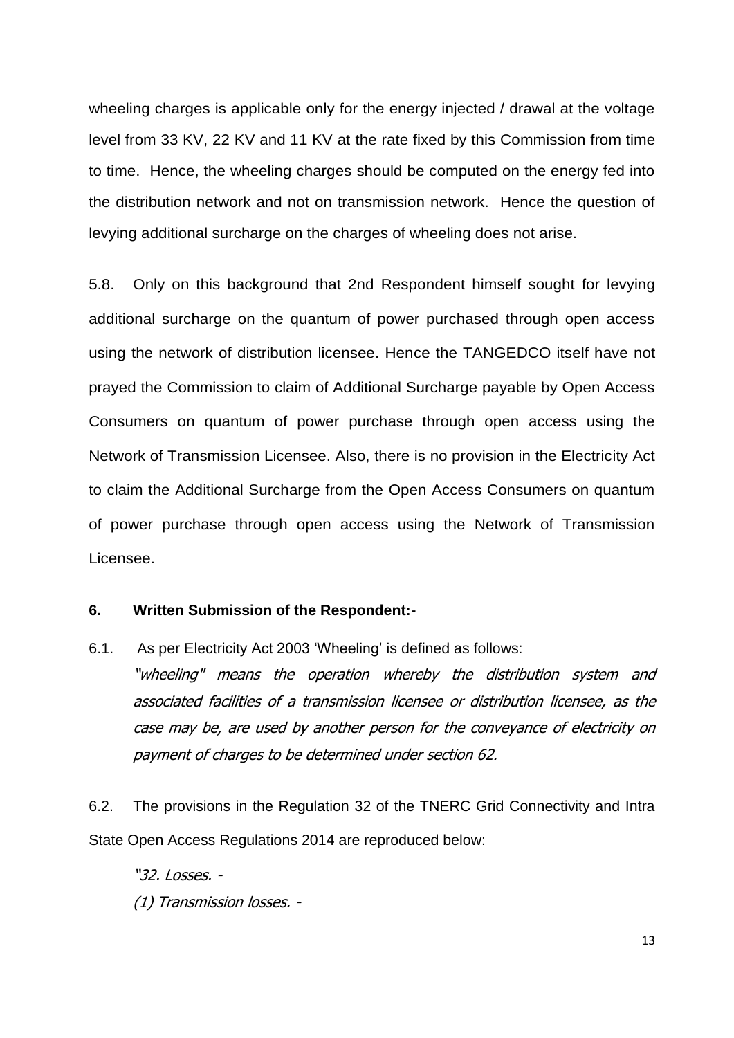wheeling charges is applicable only for the energy injected / drawal at the voltage level from 33 KV, 22 KV and 11 KV at the rate fixed by this Commission from time to time. Hence, the wheeling charges should be computed on the energy fed into the distribution network and not on transmission network. Hence the question of levying additional surcharge on the charges of wheeling does not arise.

5.8. Only on this background that 2nd Respondent himself sought for levying additional surcharge on the quantum of power purchased through open access using the network of distribution licensee. Hence the TANGEDCO itself have not prayed the Commission to claim of Additional Surcharge payable by Open Access Consumers on quantum of power purchase through open access using the Network of Transmission Licensee. Also, there is no provision in the Electricity Act to claim the Additional Surcharge from the Open Access Consumers on quantum of power purchase through open access using the Network of Transmission Licensee.

**6. Written Submission of the Respondent:-**

6.1. As per Electricity Act 2003 'Wheeling' is defined as follows:

*"wheeling" means the operation whereby the distribution system and associated facilities of a transmission licensee or distribution licensee, as the case may be, are used by another person for the conveyance of electricity on payment of charges to be determined under section 62.*

6.2. The provisions in the Regulation 32 of the TNERC Grid Connectivity and Intra State Open Access Regulations 2014 are reproduced below:

*"32. Losses. -*

*(1) Transmission losses. -*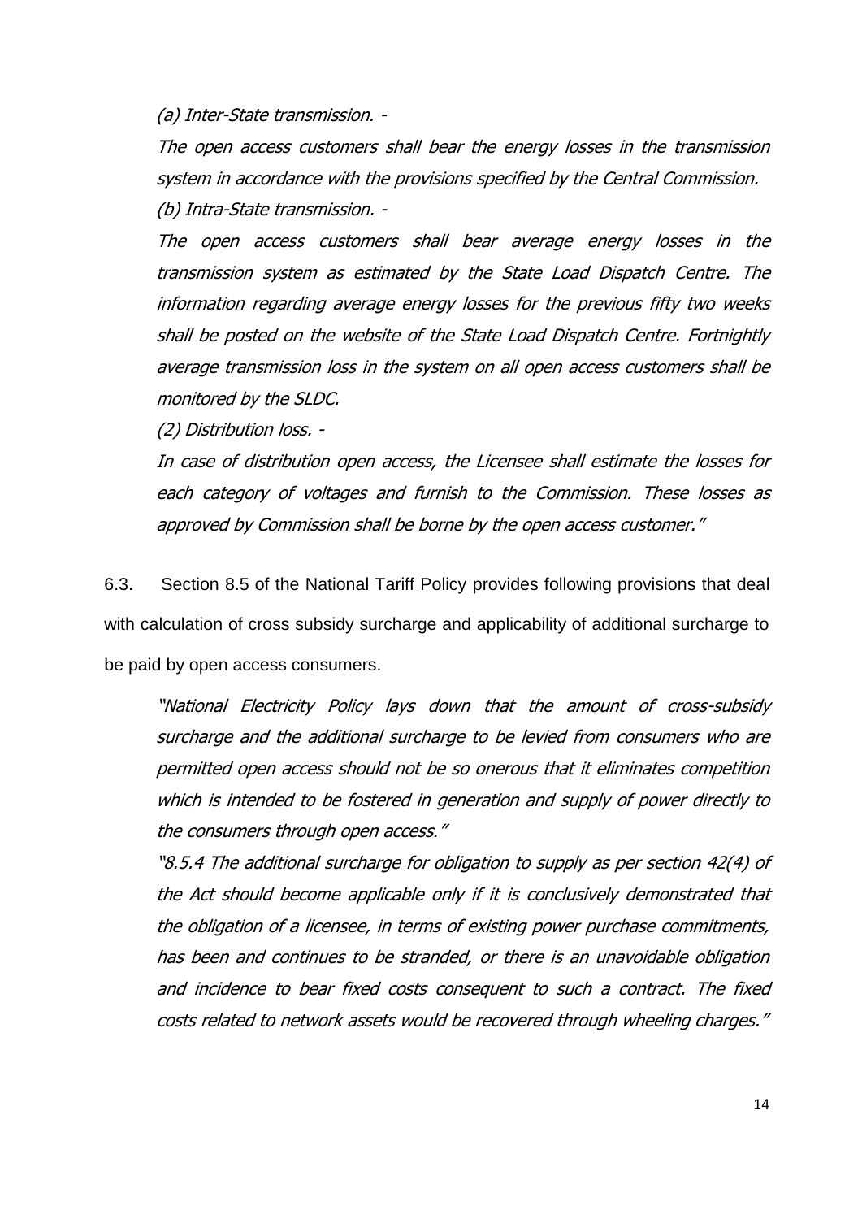*(a) Inter-State transmission. -*

*The open access customers shall bear the energy losses in the transmission system in accordance with the provisions specified by the Central Commission.*

*(b) Intra-State transmission. -*

*The open access customers shall bear average energy losses in the transmission system as estimated by the State Load Dispatch Centre. The information regarding average energy losses for the previous fifty two weeks shall be posted on the website of the State Load Dispatch Centre. Fortnightly average transmission loss in the system on all open access customers shall be monitored by the SLDC.*

*(2) Distribution loss. -*

*In case of distribution open access, the Licensee shall estimate the losses for each category of voltages and furnish to the Commission. These losses as approved by Commission shall be borne by the open access customer."*

6.3. Section 8.5 of the National Tariff Policy provides following provisions that deal with calculation of cross subsidy surcharge and applicability of additional surcharge to be paid by open access consumers.

*"National Electricity Policy lays down that the amount of cross-subsidy surcharge and the additional surcharge to be levied from consumers who are permitted open access should not be so onerous that it eliminates competition which is intended to be fostered in generation and supply of power directly to the consumers through open access."*

*"8.5.4 The additional surcharge for obligation to supply as per section 42(4) of the Act should become applicable only if it is conclusively demonstrated that the obligation of a licensee, in terms of existing power purchase commitments, has been and continues to be stranded, or there is an unavoidable obligation and incidence to bear fixed costs consequent to such a contract. The fixed costs related to network assets would be recovered through wheeling charges."*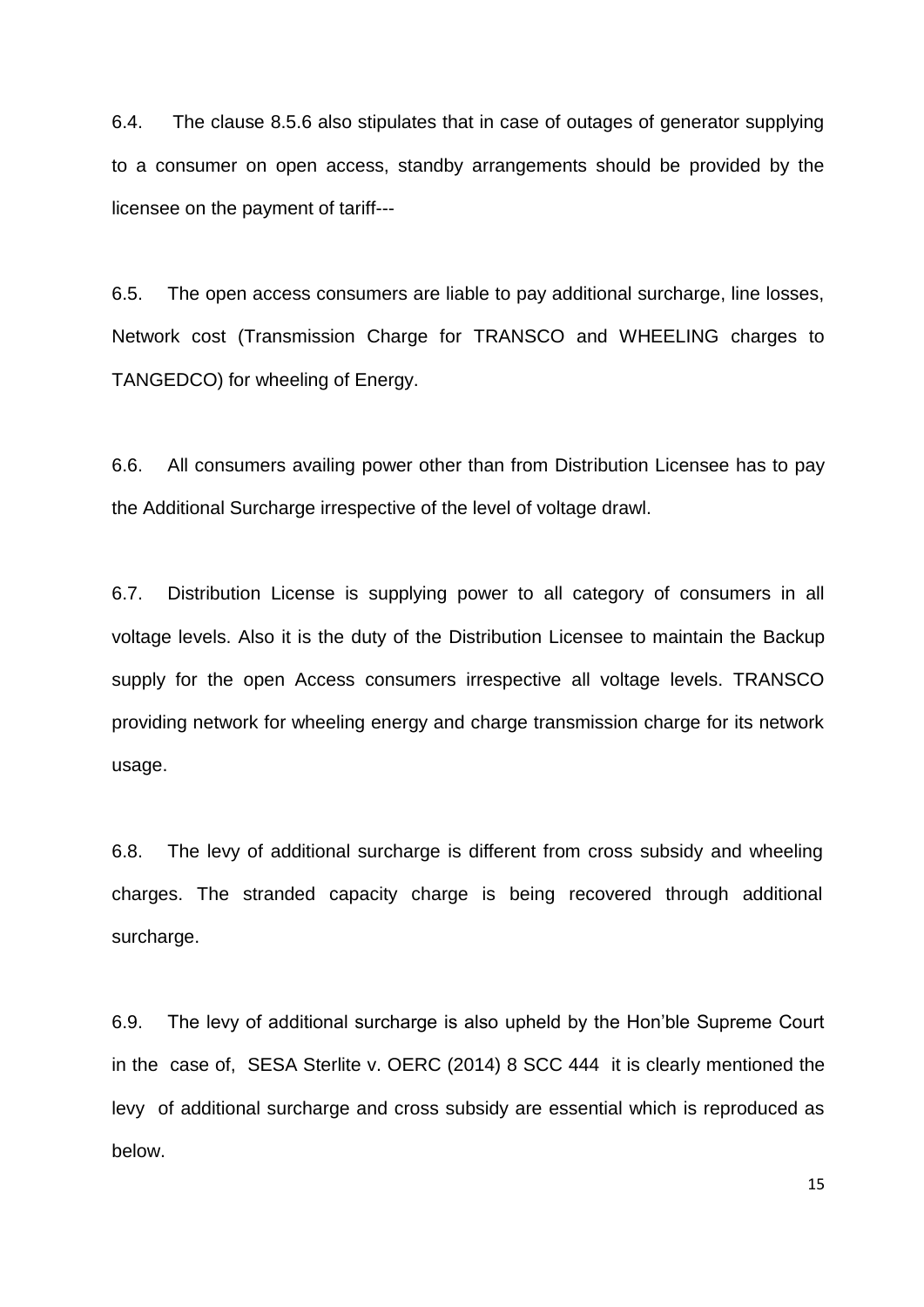6.4. The clause 8.5.6 also stipulates that in case of outages of generator supplying to a consumer on open access, standby arrangements should be provided by the licensee on the payment of tariff---

6.5. The open access consumers are liable to pay additional surcharge, line losses, Network cost (Transmission Charge for TRANSCO and WHEELING charges to TANGEDCO) for wheeling of Energy.

6.6. All consumers availing power other than from Distribution Licensee has to pay the Additional Surcharge irrespective of the level of voltage drawl.

6.7. Distribution License is supplying power to all category of consumers in all voltage levels. Also it is the duty of the Distribution Licensee to maintain the Backup supply for the open Access consumers irrespective all voltage levels. TRANSCO providing network for wheeling energy and charge transmission charge for its network usage.

6.8. The levy of additional surcharge is different from cross subsidy and wheeling charges. The stranded capacity charge is being recovered through additional surcharge.

6.9. The levy of additional surcharge is also upheld by the Hon'ble Supreme Court in the case of, SESA Sterlite v. OERC (2014) 8 SCC 444 it is clearly mentioned the levy of additional surcharge and cross subsidy are essential which is reproduced as below.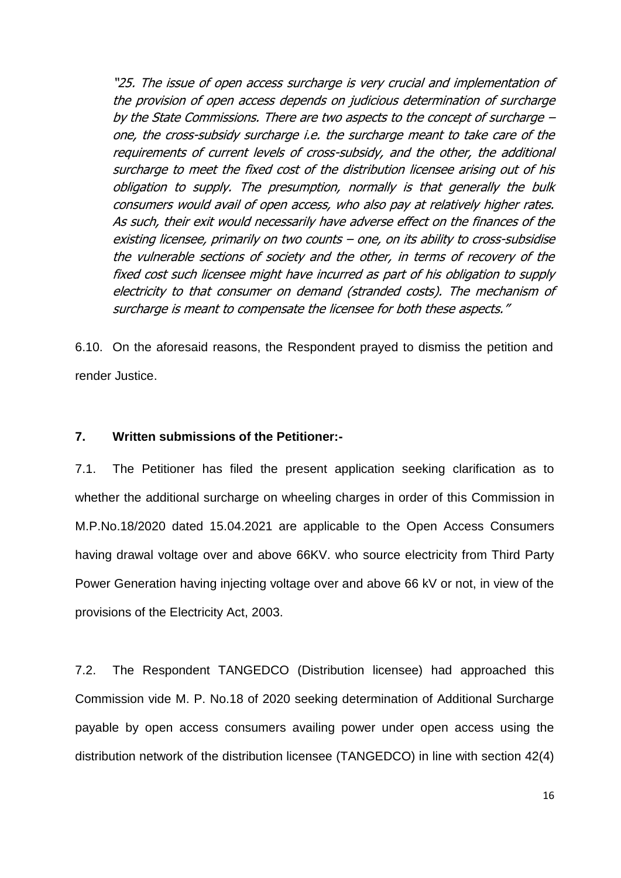*"25. The issue of open access surcharge is very crucial and implementation of the provision of open access depends on judicious determination of surcharge by the State Commissions. There are two aspects to the concept of surcharge – one, the cross-subsidy surcharge i.e. the surcharge meant to take care of the requirements of current levels of cross-subsidy, and the other, the additional surcharge to meet the fixed cost of the distribution licensee arising out of his obligation to supply. The presumption, normally is that generally the bulk consumers would avail of open access, who also pay at relatively higher rates. As such, their exit would necessarily have adverse effect on the finances of the existing licensee, primarily on two counts – one, on its ability to cross-subsidise the vulnerable sections of society and the other, in terms of recovery of the fixed cost such licensee might have incurred as part of his obligation to supply electricity to that consumer on demand (stranded costs). The mechanism of surcharge is meant to compensate the licensee for both these aspects."*

6.10. On the aforesaid reasons, the Respondent prayed to dismiss the petition and render Justice.

**7. Written submissions of the Petitioner:-**

7.1. The Petitioner has filed the present application seeking clarification as to whether the additional surcharge on wheeling charges in order of this Commission in M.P.No.18/2020 dated 15.04.2021 are applicable to the Open Access Consumers having drawal voltage over and above 66KV. who source electricity from Third Party Power Generation having injecting voltage over and above 66 kV or not, in view of the provisions of the Electricity Act, 2003.

7.2. The Respondent TANGEDCO (Distribution licensee) had approached this Commission vide M. P. No.18 of 2020 seeking determination of Additional Surcharge payable by open access consumers availing power under open access using the distribution network of the distribution licensee (TANGEDCO) in line with section 42(4)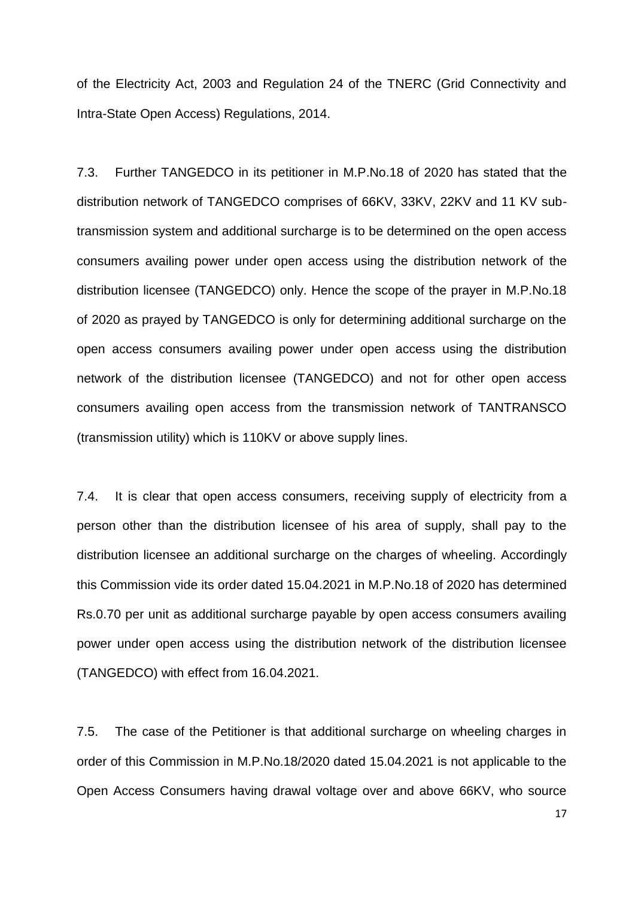of the Electricity Act, 2003 and Regulation 24 of the TNERC (Grid Connectivity and Intra-State Open Access) Regulations, 2014.

7.3. Further TANGEDCO in its petitioner in M.P.No.18 of 2020 has stated that the distribution network of TANGEDCO comprises of 66KV, 33KV, 22KV and 11 KV sub-transmission system and additional surcharge is to be determined on the open access consumers availing power under open access using the distribution network of the distribution licensee (TANGEDCO) only. Hence the scope of the prayer in M.P.No.18 of 2020 as prayed by TANGEDCO is only for determining additional surcharge on the open access consumers availing power under open access using the distribution network of the distribution licensee (TANGEDCO) and not for other open access consumers availing open access from the transmission network of TANTRANSCO (transmission utility) which is 110KV or above supply lines.

7.4. It is clear that open access consumers, receiving supply of electricity from a person other than the distribution licensee of his area of supply, shall pay to the distribution licensee an additional surcharge on the charges of wheeling. Accordingly this Commission vide its order dated 15.04.2021 in M.P.No.18 of 2020 has determined Rs.0.70 per unit as additional surcharge payable by open access consumers availing power under open access using the distribution network of the distribution licensee (TANGEDCO) with effect from 16.04.2021.

7.5. The case of the Petitioner is that additional surcharge on wheeling charges in order of this Commission in M.P.No.18/2020 dated 15.04.2021 is not applicable to the Open Access Consumers having drawal voltage over and above 66KV, who source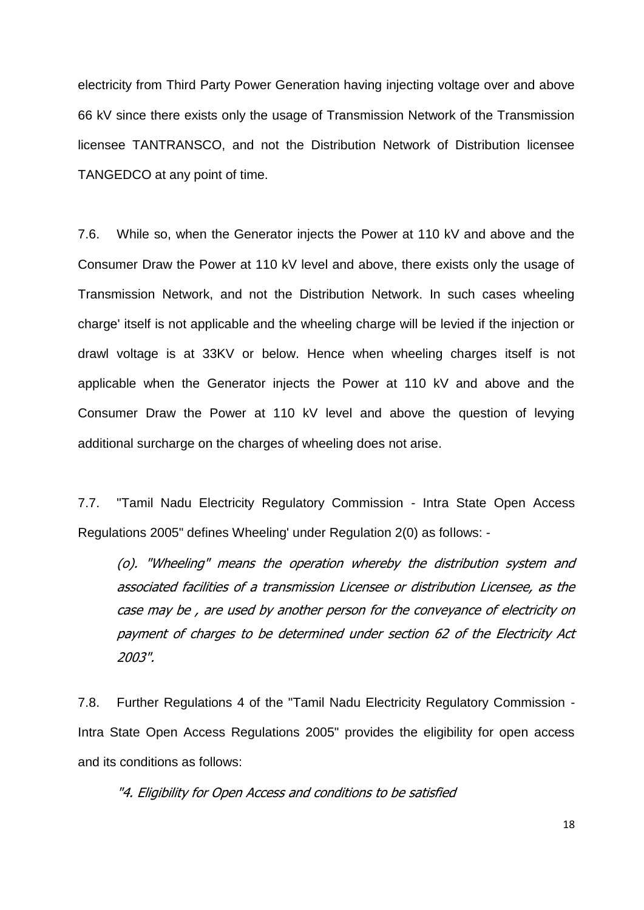electricity from Third Party Power Generation having injecting voltage over and above 66 kV since there exists only the usage of Transmission Network of the Transmission licensee TANTRANSCO, and not the Distribution Network of Distribution licensee TANGEDCO at any point of time.

7.6. While so, when the Generator injects the Power at 110 kV and above and the Consumer Draw the Power at 110 kV level and above, there exists only the usage of Transmission Network, and not the Distribution Network. In such cases wheeling charge' itself is not applicable and the wheeling charge will be levied if the injection or drawl voltage is at 33KV or below. Hence when wheeling charges itself is not applicable when the Generator injects the Power at 110 kV and above and the Consumer Draw the Power at 110 kV level and above the question of levying additional surcharge on the charges of wheeling does not arise.

7.7. "Tamil Nadu Electricity Regulatory Commission - Intra State Open Access Regulations 2005" defines Wheeling' under Regulation 2(0) as follows: -

> *(o). "Wheeling" means the operation whereby the distribution system and associated facilities of a transmission Licensee or distribution Licensee, as the case may be , are used by another person for the conveyance of electricity on payment of charges to be determined under section 62 of the Electricity Act 2003".*

7.8. Further Regulations 4 of the "Tamil Nadu Electricity Regulatory Commission - Intra State Open Access Regulations 2005" provides the eligibility for open access and its conditions as follows:

> *"4. Eligibility for Open Access and conditions to be satisfied*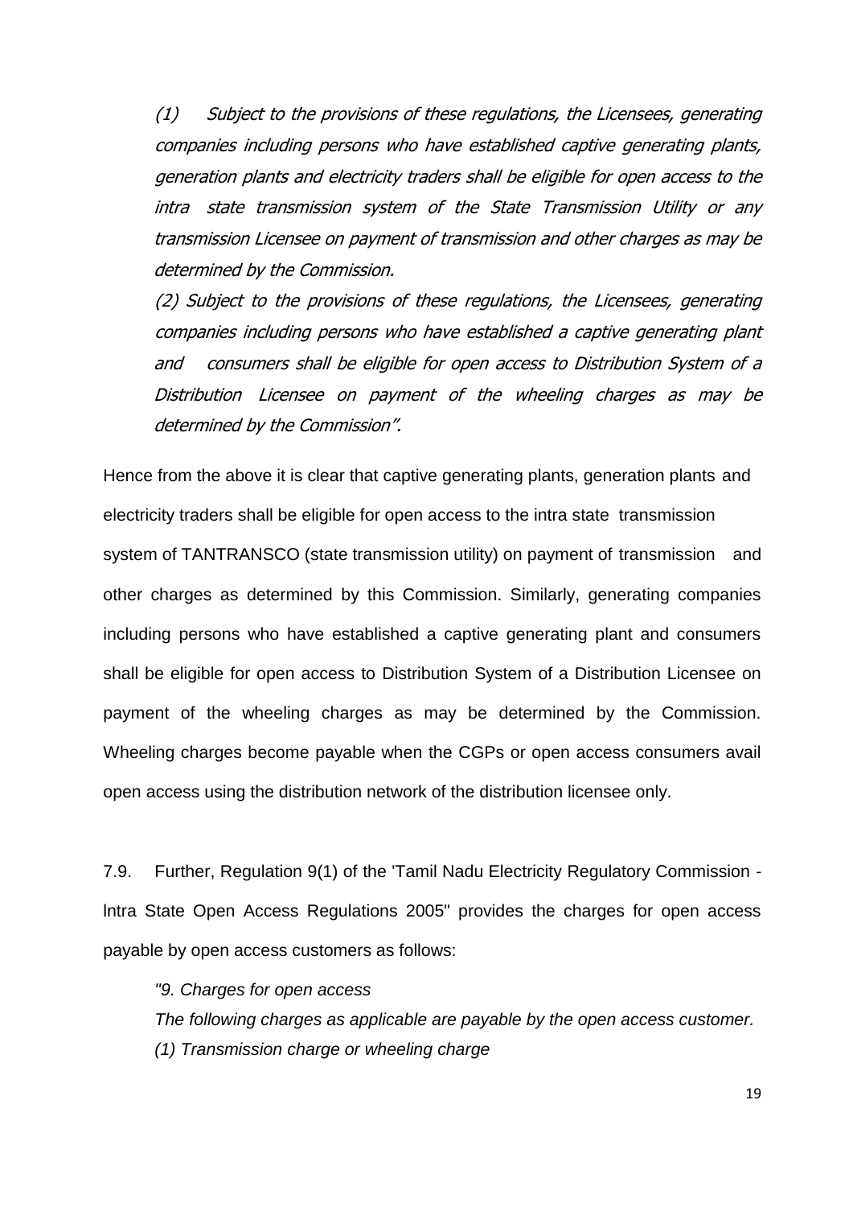*(1) Subject to the provisions of these regulations, the Licensees, generating companies including persons who have established captive generating plants, generation plants and electricity traders shall be eligible for open access to the intra state transmission system of the State Transmission Utility or any transmission Licensee on payment of transmission and other charges as may be determined by the Commission.*

*(2) Subject to the provisions of these regulations, the Licensees, generating companies including persons who have established a captive generating plant and consumers shall be eligible for open access to Distribution System of a Distribution Licensee on payment of the wheeling charges as may be determined by the Commission".*

Hence from the above it is clear that captive generating plants, generation plants and electricity traders shall be eligible for open access to the intra state transmission system of TANTRANSCO (state transmission utility) on payment of transmission and other charges as determined by this Commission. Similarly, generating companies including persons who have established a captive generating plant and consumers shall be eligible for open access to Distribution System of a Distribution Licensee on payment of the wheeling charges as may be determined by the Commission. Wheeling charges become payable when the CGPs or open access consumers avail open access using the distribution network of the distribution licensee only.

7.9. Further, Regulation 9(1) of the 'Tamil Nadu Electricity Regulatory Commission - lntra State Open Access Regulations 2005" provides the charges for open access payable by open access customers as follows:

*"9. Charges for open access*

*The following charges as applicable are payable by the open access customer.*

*(1) Transmission charge or wheeling charge*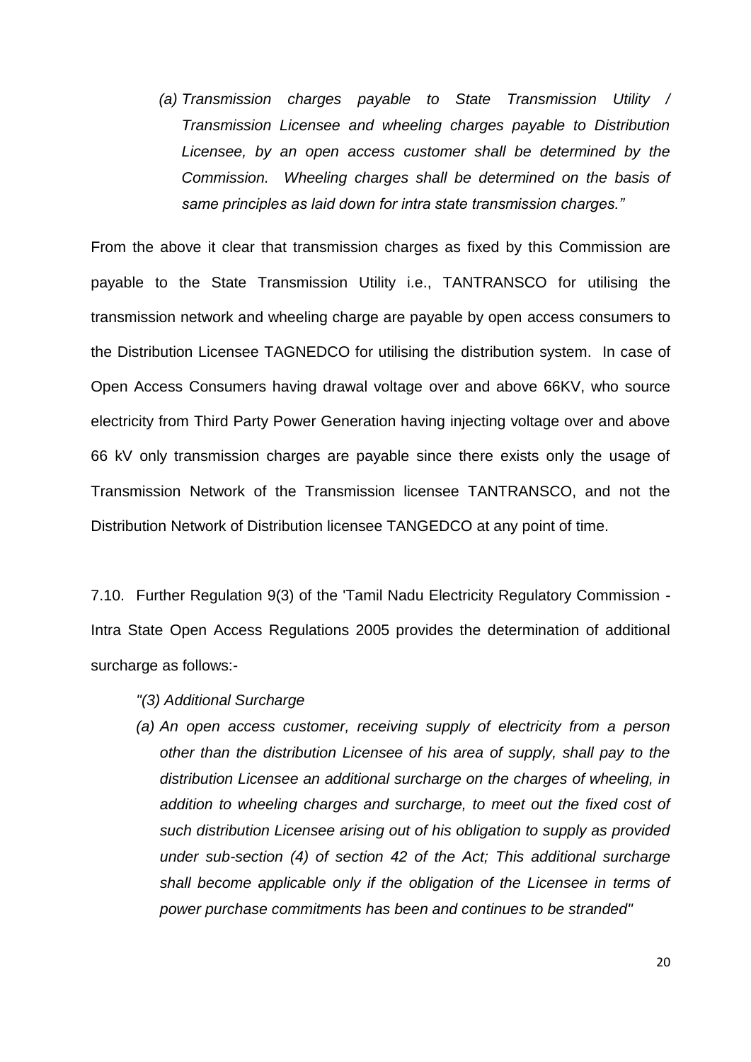*(a) Transmission charges payable to State Transmission Utility / Transmission Licensee and wheeling charges payable to Distribution Licensee, by an open access customer shall be determined by the Commission. Wheeling charges shall be determined on the basis of same principles as laid down for intra state transmission charges."*

From the above it clear that transmission charges as fixed by this Commission are payable to the State Transmission Utility i.e., TANTRANSCO for utilising the transmission network and wheeling charge are payable by open access consumers to the Distribution Licensee TAGNEDCO for utilising the distribution system. In case of Open Access Consumers having drawal voltage over and above 66KV, who source electricity from Third Party Power Generation having injecting voltage over and above 66 kV only transmission charges are payable since there exists only the usage of Transmission Network of the Transmission licensee TANTRANSCO, and not the Distribution Network of Distribution licensee TANGEDCO at any point of time.

7.10. Further Regulation 9(3) of the 'Tamil Nadu Electricity Regulatory Commission - Intra State Open Access Regulations 2005 provides the determination of additional surcharge as follows:-

*"(3) Additional Surcharge*

*(a) An open access customer, receiving supply of electricity from a person other than the distribution Licensee of his area of supply, shall pay to the distribution Licensee an additional surcharge on the charges of wheeling, in addition to wheeling charges and surcharge, to meet out the fixed cost of such distribution Licensee arising out of his obligation to supply as provided under sub-section (4) of section 42 of the Act; This additional surcharge shall become applicable only if the obligation of the Licensee in terms of power purchase commitments has been and continues to be stranded"*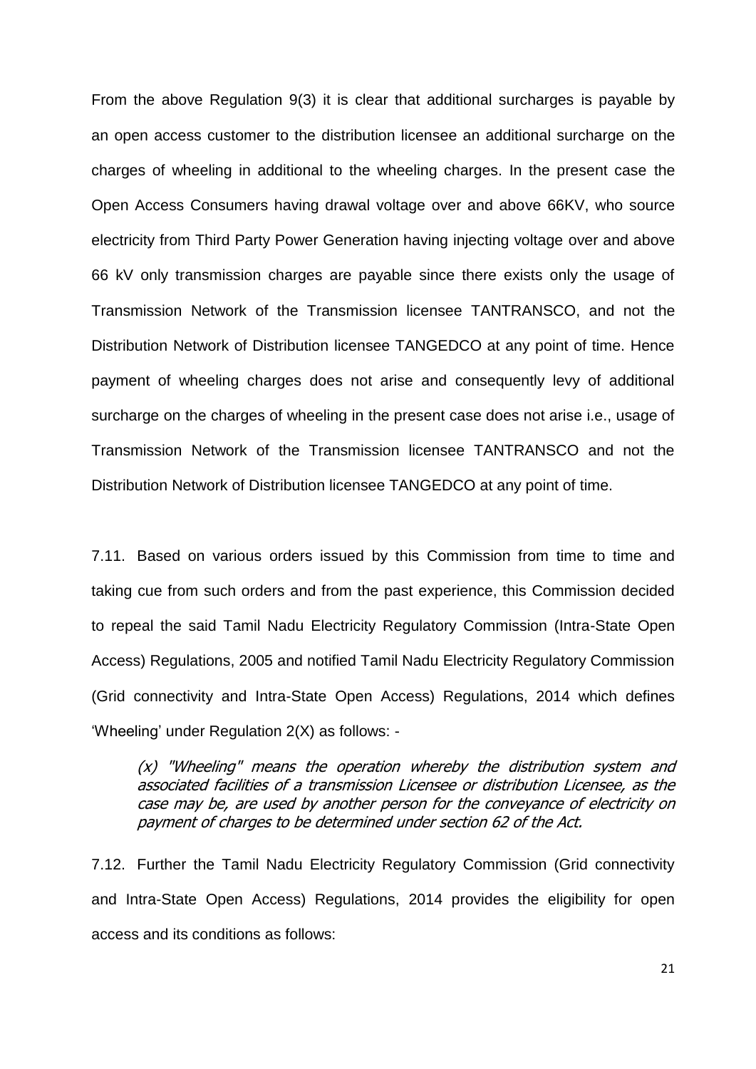From the above Regulation 9(3) it is clear that additional surcharges is payable by an open access customer to the distribution licensee an additional surcharge on the charges of wheeling in additional to the wheeling charges. In the present case the Open Access Consumers having drawal voltage over and above 66KV, who source electricity from Third Party Power Generation having injecting voltage over and above 66 kV only transmission charges are payable since there exists only the usage of Transmission Network of the Transmission licensee TANTRANSCO, and not the Distribution Network of Distribution licensee TANGEDCO at any point of time. Hence payment of wheeling charges does not arise and consequently levy of additional surcharge on the charges of wheeling in the present case does not arise i.e., usage of Transmission Network of the Transmission licensee TANTRANSCO and not the Distribution Network of Distribution licensee TANGEDCO at any point of time.

7.11. Based on various orders issued by this Commission from time to time and taking cue from such orders and from the past experience, this Commission decided to repeal the said Tamil Nadu Electricity Regulatory Commission (Intra-State Open Access) Regulations, 2005 and notified Tamil Nadu Electricity Regulatory Commission (Grid connectivity and Intra-State Open Access) Regulations, 2014 which defines 'Wheeling' under Regulation 2(X) as follows: -

> *(x) "Wheeling" means the operation whereby the distribution system and associated facilities of a transmission Licensee or distribution Licensee, as the case may be, are used by another person for the conveyance of electricity on payment of charges to be determined under section 62 of the Act.*

7.12. Further the Tamil Nadu Electricity Regulatory Commission (Grid connectivity and Intra-State Open Access) Regulations, 2014 provides the eligibility for open access and its conditions as follows: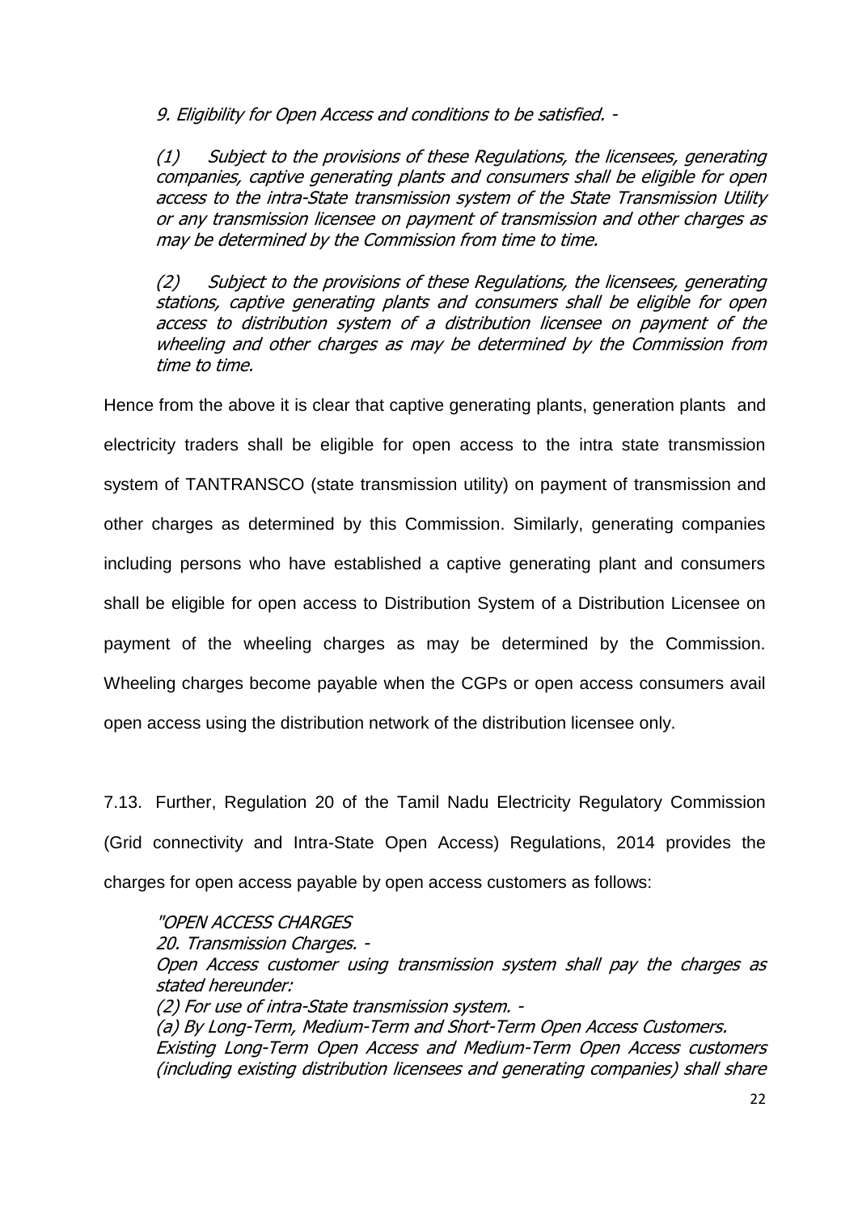*9. Eligibility for Open Access and conditions to be satisfied. -*

*(1) Subject to the provisions of these Regulations, the licensees, generating companies, captive generating plants and consumers shall be eligible for open access to the intra-State transmission system of the State Transmission Utility or any transmission licensee on payment of transmission and other charges as may be determined by the Commission from time to time.*

*(2) Subject to the provisions of these Regulations, the licensees, generating stations, captive generating plants and consumers shall be eligible for open access to distribution system of a distribution licensee on payment of the wheeling and other charges as may be determined by the Commission from time to time.*

Hence from the above it is clear that captive generating plants, generation plants and electricity traders shall be eligible for open access to the intra state transmission system of TANTRANSCO (state transmission utility) on payment of transmission and other charges as determined by this Commission. Similarly, generating companies including persons who have established a captive generating plant and consumers shall be eligible for open access to Distribution System of a Distribution Licensee on payment of the wheeling charges as may be determined by the Commission. Wheeling charges become payable when the CGPs or open access consumers avail open access using the distribution network of the distribution licensee only.

7.13. Further, Regulation 20 of the Tamil Nadu Electricity Regulatory Commission (Grid connectivity and Intra-State Open Access) Regulations, 2014 provides the charges for open access payable by open access customers as follows:

*"OPEN ACCESS CHARGES*
*20. Transmission Charges. -*
*Open Access customer using transmission system shall pay the charges as stated hereunder:*
*(2) For use of intra-State transmission system. -*
*(a) By Long-Term, Medium-Term and Short-Term Open Access Customers.*
*Existing Long-Term Open Access and Medium-Term Open Access customers (including existing distribution licensees and generating companies) shall share*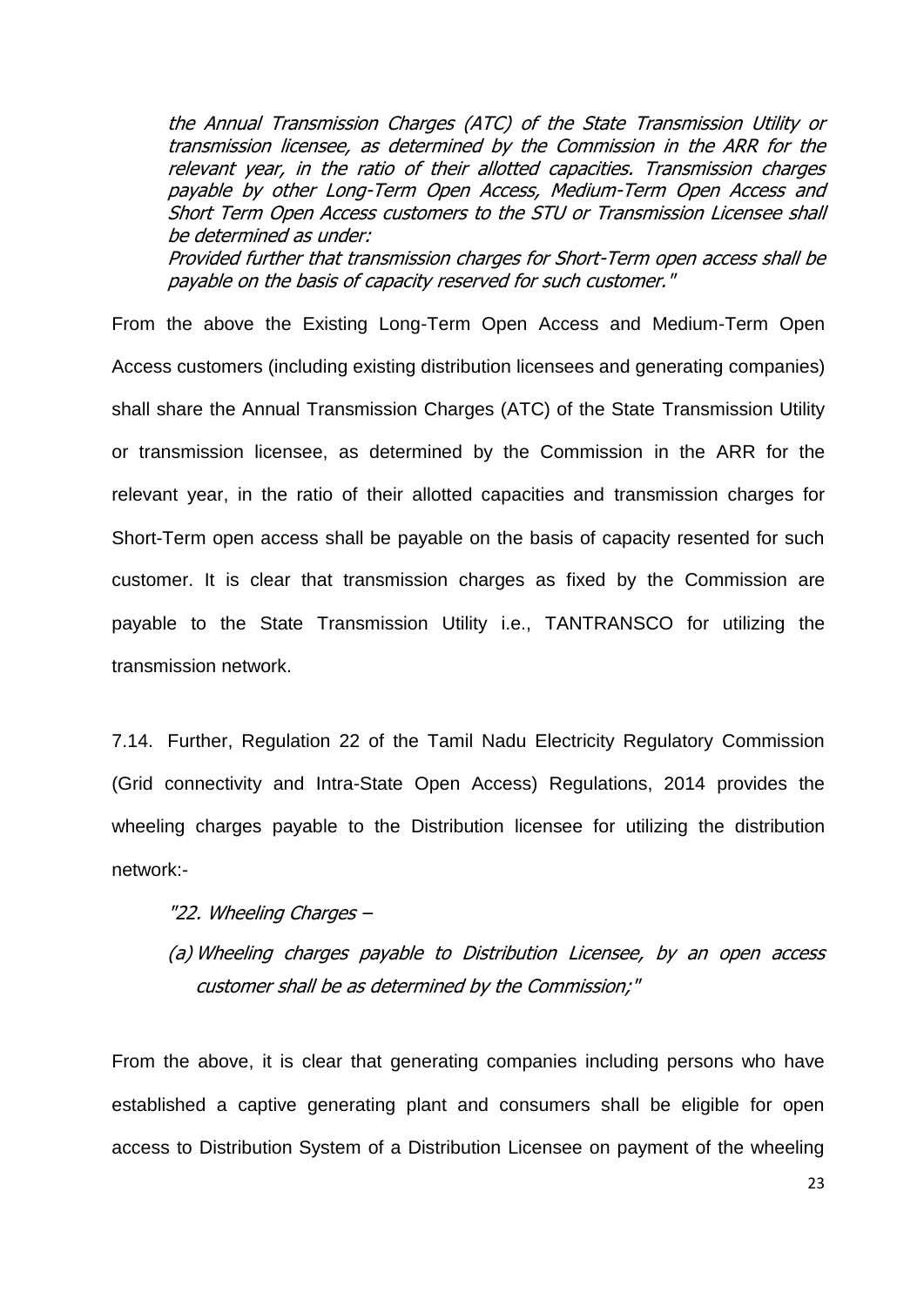*the Annual Transmission Charges (ATC) of the State Transmission Utility or transmission licensee, as determined by the Commission in the ARR for the relevant year, in the ratio of their allotted capacities. Transmission charges payable by other Long-Term Open Access, Medium-Term Open Access and Short Term Open Access customers to the STU or Transmission Licensee shall be determined as under:*

*Provided further that transmission charges for Short-Term open access shall be payable on the basis of capacity reserved for such customer."*

From the above the Existing Long-Term Open Access and Medium-Term Open Access customers (including existing distribution licensees and generating companies) shall share the Annual Transmission Charges (ATC) of the State Transmission Utility or transmission licensee, as determined by the Commission in the ARR for the relevant year, in the ratio of their allotted capacities and transmission charges for Short-Term open access shall be payable on the basis of capacity resented for such customer. It is clear that transmission charges as fixed by the Commission are payable to the State Transmission Utility i.e., TANTRANSCO for utilizing the transmission network.

7.14. Further, Regulation 22 of the Tamil Nadu Electricity Regulatory Commission (Grid connectivity and Intra-State Open Access) Regulations, 2014 provides the wheeling charges payable to the Distribution licensee for utilizing the distribution network:-

*"22. Wheeling Charges –*

*(a) Wheeling charges payable to Distribution Licensee, by an open access customer shall be as determined by the Commission;"*

From the above, it is clear that generating companies including persons who have established a captive generating plant and consumers shall be eligible for open access to Distribution System of a Distribution Licensee on payment of the wheeling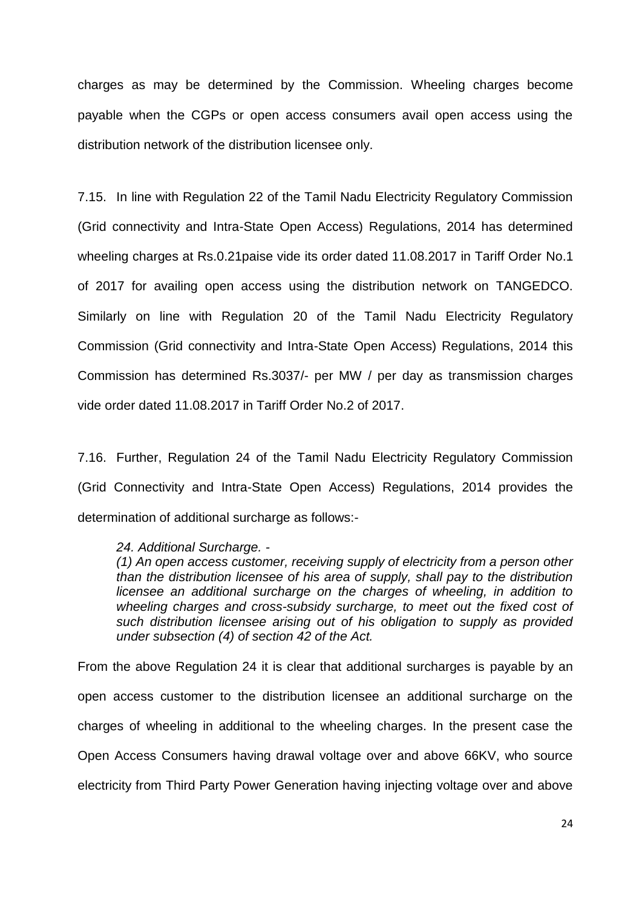charges as may be determined by the Commission. Wheeling charges become payable when the CGPs or open access consumers avail open access using the distribution network of the distribution licensee only.

7.15. In line with Regulation 22 of the Tamil Nadu Electricity Regulatory Commission (Grid connectivity and Intra-State Open Access) Regulations, 2014 has determined wheeling charges at Rs.0.21paise vide its order dated 11.08.2017 in Tariff Order No.1 of 2017 for availing open access using the distribution network on TANGEDCO. Similarly on line with Regulation 20 of the Tamil Nadu Electricity Regulatory Commission (Grid connectivity and Intra-State Open Access) Regulations, 2014 this Commission has determined Rs.3037/- per MW / per day as transmission charges vide order dated 11.08.2017 in Tariff Order No.2 of 2017.

7.16. Further, Regulation 24 of the Tamil Nadu Electricity Regulatory Commission (Grid Connectivity and Intra-State Open Access) Regulations, 2014 provides the determination of additional surcharge as follows:-

> *24. Additional Surcharge. -*
> *(1) An open access customer, receiving supply of electricity from a person other than the distribution licensee of his area of supply, shall pay to the distribution licensee an additional surcharge on the charges of wheeling, in addition to wheeling charges and cross-subsidy surcharge, to meet out the fixed cost of such distribution licensee arising out of his obligation to supply as provided under subsection (4) of section 42 of the Act.*

From the above Regulation 24 it is clear that additional surcharges is payable by an open access customer to the distribution licensee an additional surcharge on the charges of wheeling in additional to the wheeling charges. In the present case the Open Access Consumers having drawal voltage over and above 66KV, who source electricity from Third Party Power Generation having injecting voltage over and above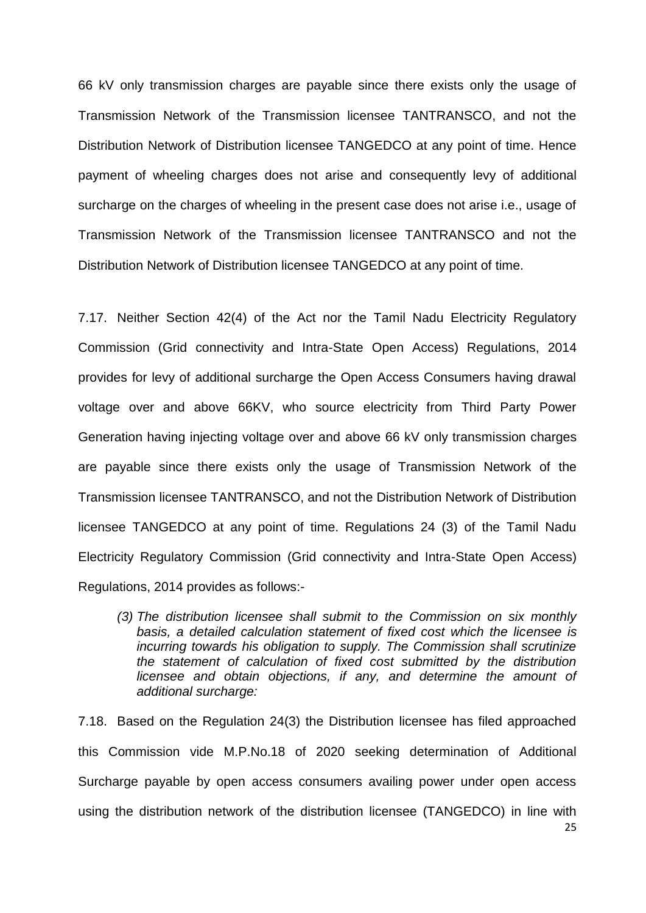66 kV only transmission charges are payable since there exists only the usage of Transmission Network of the Transmission licensee TANTRANSCO, and not the Distribution Network of Distribution licensee TANGEDCO at any point of time. Hence payment of wheeling charges does not arise and consequently levy of additional surcharge on the charges of wheeling in the present case does not arise i.e., usage of Transmission Network of the Transmission licensee TANTRANSCO and not the Distribution Network of Distribution licensee TANGEDCO at any point of time.

7.17. Neither Section 42(4) of the Act nor the Tamil Nadu Electricity Regulatory Commission (Grid connectivity and Intra-State Open Access) Regulations, 2014 provides for levy of additional surcharge the Open Access Consumers having drawal voltage over and above 66KV, who source electricity from Third Party Power Generation having injecting voltage over and above 66 kV only transmission charges are payable since there exists only the usage of Transmission Network of the Transmission licensee TANTRANSCO, and not the Distribution Network of Distribution licensee TANGEDCO at any point of time. Regulations 24 (3) of the Tamil Nadu Electricity Regulatory Commission (Grid connectivity and Intra-State Open Access) Regulations, 2014 provides as follows:-

> *(3) The distribution licensee shall submit to the Commission on six monthly basis, a detailed calculation statement of fixed cost which the licensee is incurring towards his obligation to supply. The Commission shall scrutinize the statement of calculation of fixed cost submitted by the distribution licensee and obtain objections, if any, and determine the amount of additional surcharge:*

7.18. Based on the Regulation 24(3) the Distribution licensee has filed approached this Commission vide M.P.No.18 of 2020 seeking determination of Additional Surcharge payable by open access consumers availing power under open access using the distribution network of the distribution licensee (TANGEDCO) in line with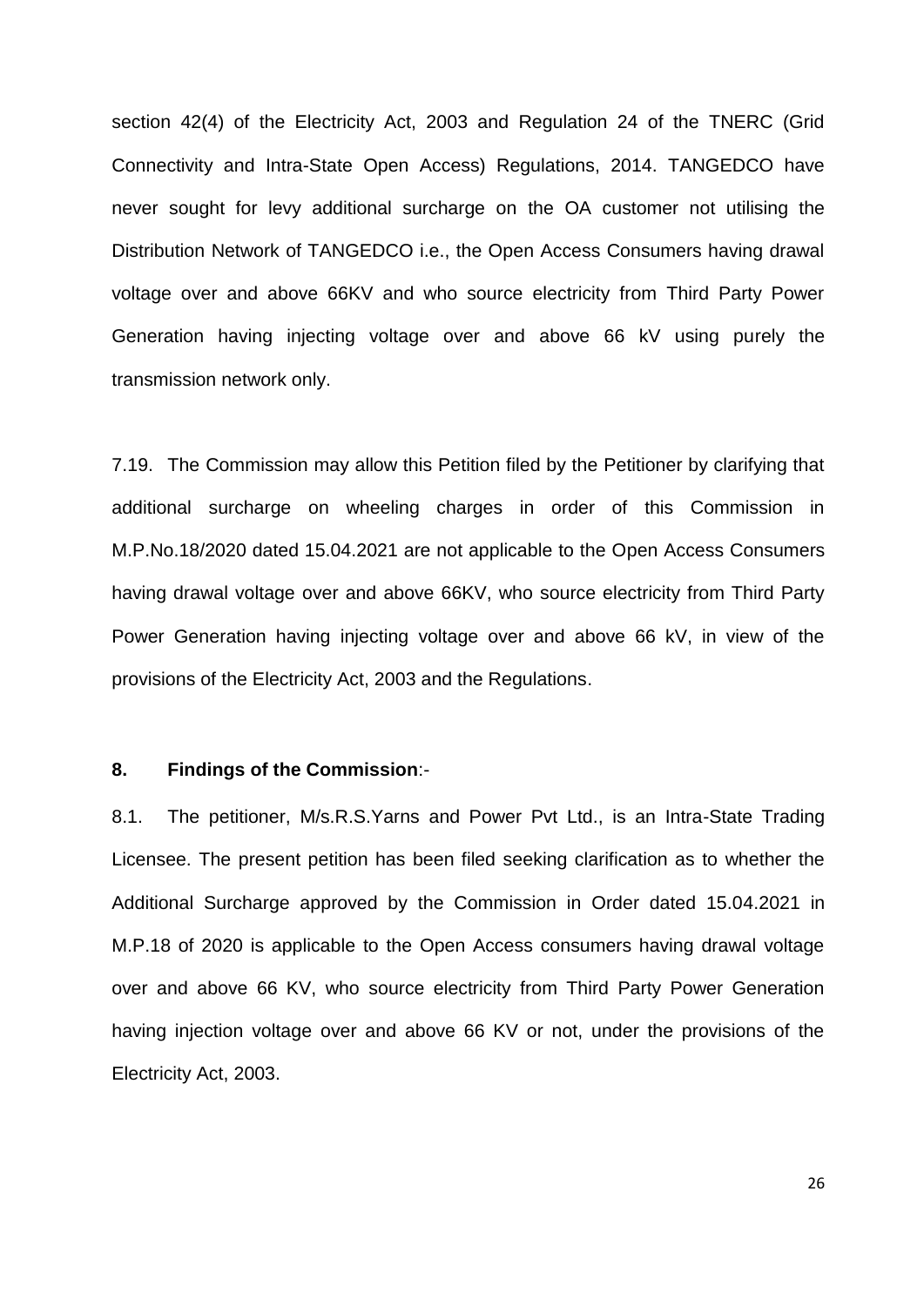section 42(4) of the Electricity Act, 2003 and Regulation 24 of the TNERC (Grid Connectivity and Intra-State Open Access) Regulations, 2014. TANGEDCO have never sought for levy additional surcharge on the OA customer not utilising the Distribution Network of TANGEDCO i.e., the Open Access Consumers having drawal voltage over and above 66KV and who source electricity from Third Party Power Generation having injecting voltage over and above 66 kV using purely the transmission network only.

7.19. The Commission may allow this Petition filed by the Petitioner by clarifying that additional surcharge on wheeling charges in order of this Commission in M.P.No.18/2020 dated 15.04.2021 are not applicable to the Open Access Consumers having drawal voltage over and above 66KV, who source electricity from Third Party Power Generation having injecting voltage over and above 66 kV, in view of the provisions of the Electricity Act, 2003 and the Regulations.

**8. Findings of the Commission**:-

8.1. The petitioner, M/s.R.S.Yarns and Power Pvt Ltd., is an Intra-State Trading Licensee. The present petition has been filed seeking clarification as to whether the Additional Surcharge approved by the Commission in Order dated 15.04.2021 in M.P.18 of 2020 is applicable to the Open Access consumers having drawal voltage over and above 66 KV, who source electricity from Third Party Power Generation having injection voltage over and above 66 KV or not, under the provisions of the Electricity Act, 2003.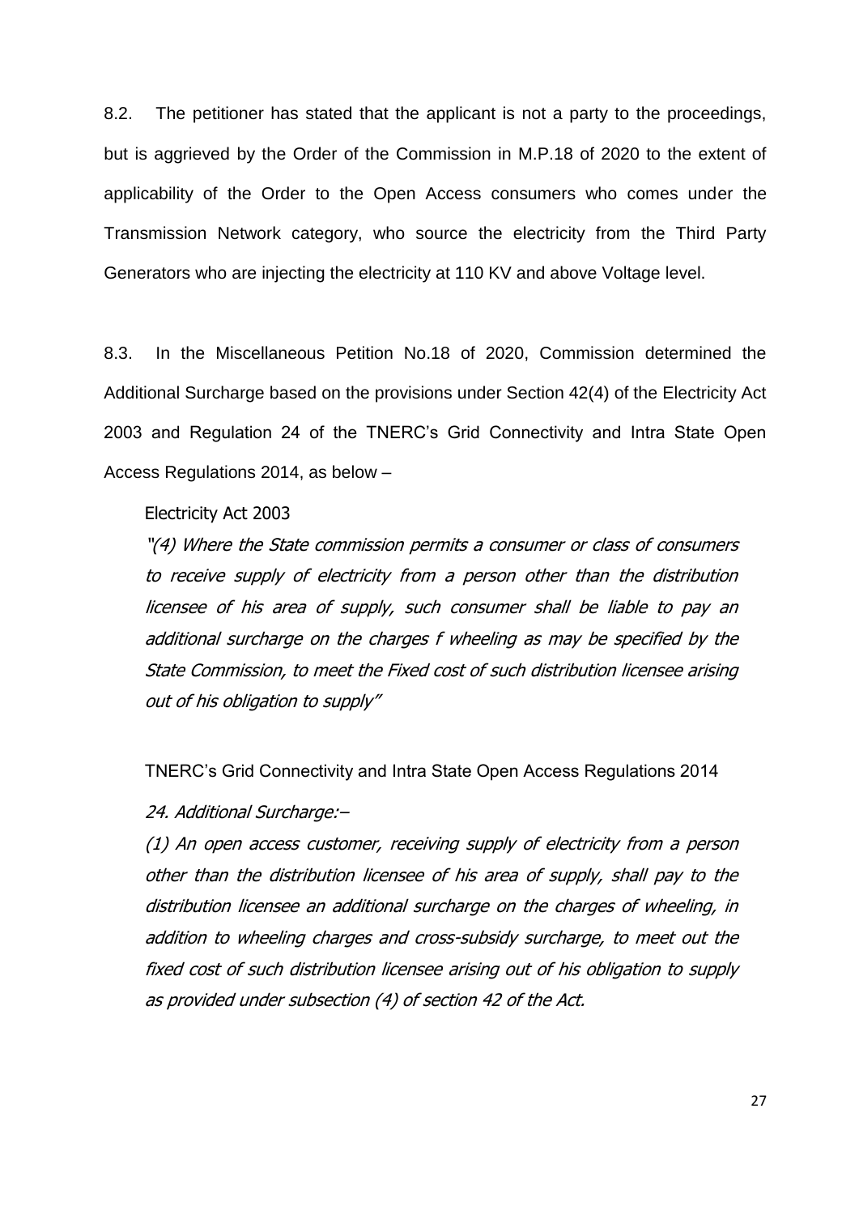8.2. The petitioner has stated that the applicant is not a party to the proceedings, but is aggrieved by the Order of the Commission in M.P.18 of 2020 to the extent of applicability of the Order to the Open Access consumers who comes under the Transmission Network category, who source the electricity from the Third Party Generators who are injecting the electricity at 110 KV and above Voltage level.

8.3. In the Miscellaneous Petition No.18 of 2020, Commission determined the Additional Surcharge based on the provisions under Section 42(4) of the Electricity Act 2003 and Regulation 24 of the TNERC's Grid Connectivity and Intra State Open Access Regulations 2014, as below –

Electricity Act 2003

*"(4) Where the State commission permits a consumer or class of consumers to receive supply of electricity from a person other than the distribution licensee of his area of supply, such consumer shall be liable to pay an additional surcharge on the charges f wheeling as may be specified by the State Commission, to meet the Fixed cost of such distribution licensee arising out of his obligation to supply"*

TNERC's Grid Connectivity and Intra State Open Access Regulations 2014

*24. Additional Surcharge:–*

*(1) An open access customer, receiving supply of electricity from a person other than the distribution licensee of his area of supply, shall pay to the distribution licensee an additional surcharge on the charges of wheeling, in addition to wheeling charges and cross-subsidy surcharge, to meet out the fixed cost of such distribution licensee arising out of his obligation to supply as provided under subsection (4) of section 42 of the Act.*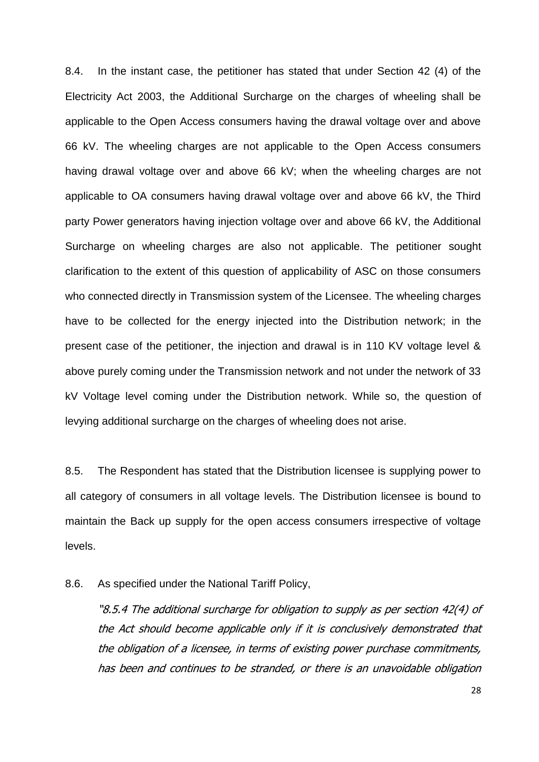8.4. In the instant case, the petitioner has stated that under Section 42 (4) of the Electricity Act 2003, the Additional Surcharge on the charges of wheeling shall be applicable to the Open Access consumers having the drawal voltage over and above 66 kV. The wheeling charges are not applicable to the Open Access consumers having drawal voltage over and above 66 kV; when the wheeling charges are not applicable to OA consumers having drawal voltage over and above 66 kV, the Third party Power generators having injection voltage over and above 66 kV, the Additional Surcharge on wheeling charges are also not applicable. The petitioner sought clarification to the extent of this question of applicability of ASC on those consumers who connected directly in Transmission system of the Licensee. The wheeling charges have to be collected for the energy injected into the Distribution network; in the present case of the petitioner, the injection and drawal is in 110 KV voltage level & above purely coming under the Transmission network and not under the network of 33 kV Voltage level coming under the Distribution network. While so, the question of levying additional surcharge on the charges of wheeling does not arise.

8.5. The Respondent has stated that the Distribution licensee is supplying power to all category of consumers in all voltage levels. The Distribution licensee is bound to maintain the Back up supply for the open access consumers irrespective of voltage levels.

8.6. As specified under the National Tariff Policy,

> *"8.5.4 The additional surcharge for obligation to supply as per section 42(4) of the Act should become applicable only if it is conclusively demonstrated that the obligation of a licensee, in terms of existing power purchase commitments, has been and continues to be stranded, or there is an unavoidable obligation*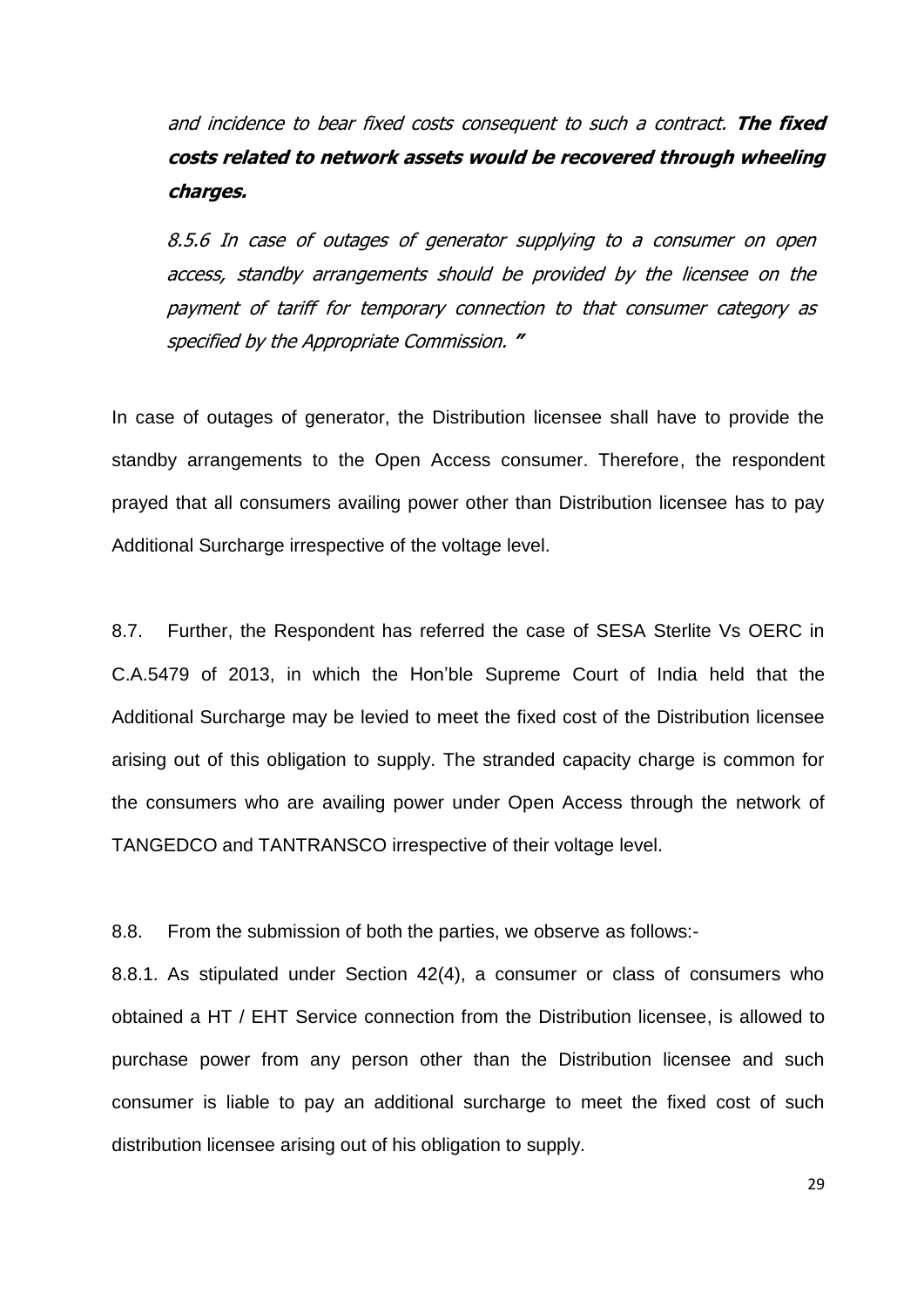*and incidence to bear fixed costs consequent to such a contract.* ***The fixed costs related to network assets would be recovered through wheeling charges.***

*8.5.6 In case of outages of generator supplying to a consumer on open access, standby arrangements should be provided by the licensee on the payment of tariff for temporary connection to that consumer category as specified by the Appropriate Commission. "*

In case of outages of generator, the Distribution licensee shall have to provide the standby arrangements to the Open Access consumer. Therefore, the respondent prayed that all consumers availing power other than Distribution licensee has to pay Additional Surcharge irrespective of the voltage level.

8.7. Further, the Respondent has referred the case of SESA Sterlite Vs OERC in C.A.5479 of 2013, in which the Hon'ble Supreme Court of India held that the Additional Surcharge may be levied to meet the fixed cost of the Distribution licensee arising out of this obligation to supply. The stranded capacity charge is common for the consumers who are availing power under Open Access through the network of TANGEDCO and TANTRANSCO irrespective of their voltage level.

8.8. From the submission of both the parties, we observe as follows:-

8.8.1. As stipulated under Section 42(4), a consumer or class of consumers who obtained a HT / EHT Service connection from the Distribution licensee, is allowed to purchase power from any person other than the Distribution licensee and such consumer is liable to pay an additional surcharge to meet the fixed cost of such distribution licensee arising out of his obligation to supply.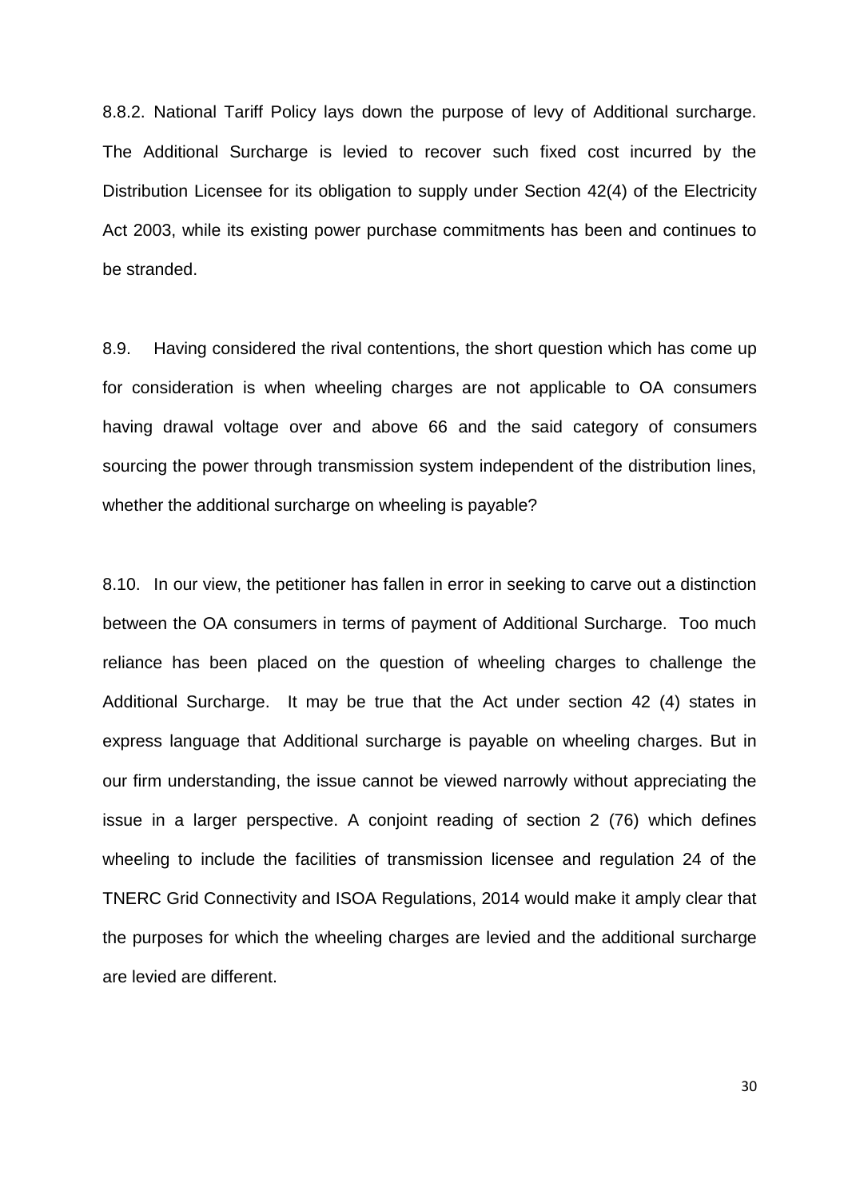8.8.2. National Tariff Policy lays down the purpose of levy of Additional surcharge. The Additional Surcharge is levied to recover such fixed cost incurred by the Distribution Licensee for its obligation to supply under Section 42(4) of the Electricity Act 2003, while its existing power purchase commitments has been and continues to be stranded.

8.9. Having considered the rival contentions, the short question which has come up for consideration is when wheeling charges are not applicable to OA consumers having drawal voltage over and above 66 and the said category of consumers sourcing the power through transmission system independent of the distribution lines, whether the additional surcharge on wheeling is payable?

8.10. In our view, the petitioner has fallen in error in seeking to carve out a distinction between the OA consumers in terms of payment of Additional Surcharge. Too much reliance has been placed on the question of wheeling charges to challenge the Additional Surcharge. It may be true that the Act under section 42 (4) states in express language that Additional surcharge is payable on wheeling charges. But in our firm understanding, the issue cannot be viewed narrowly without appreciating the issue in a larger perspective. A conjoint reading of section 2 (76) which defines wheeling to include the facilities of transmission licensee and regulation 24 of the TNERC Grid Connectivity and ISOA Regulations, 2014 would make it amply clear that the purposes for which the wheeling charges are levied and the additional surcharge are levied are different.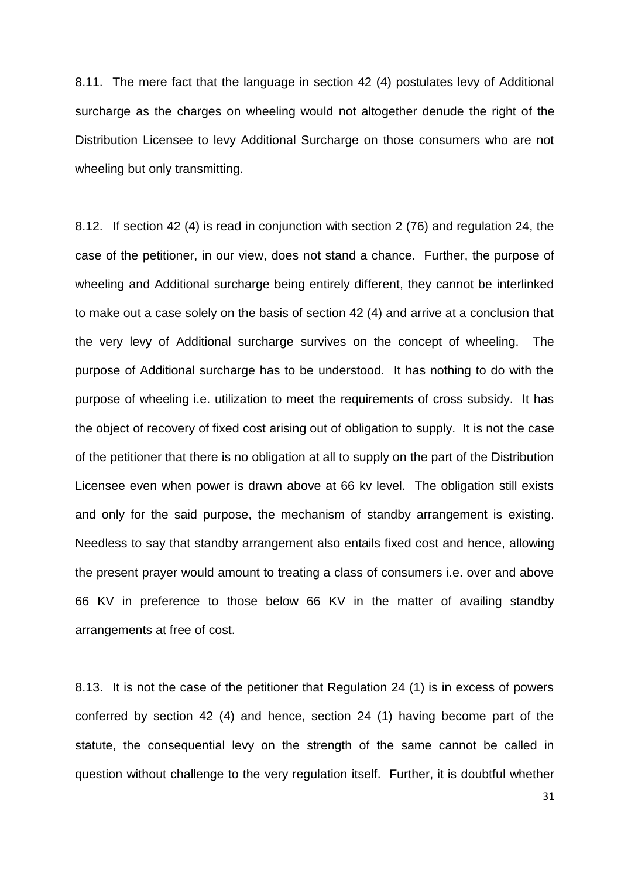8.11. The mere fact that the language in section 42 (4) postulates levy of Additional surcharge as the charges on wheeling would not altogether denude the right of the Distribution Licensee to levy Additional Surcharge on those consumers who are not wheeling but only transmitting.

8.12. If section 42 (4) is read in conjunction with section 2 (76) and regulation 24, the case of the petitioner, in our view, does not stand a chance. Further, the purpose of wheeling and Additional surcharge being entirely different, they cannot be interlinked to make out a case solely on the basis of section 42 (4) and arrive at a conclusion that the very levy of Additional surcharge survives on the concept of wheeling. The purpose of Additional surcharge has to be understood. It has nothing to do with the purpose of wheeling i.e. utilization to meet the requirements of cross subsidy. It has the object of recovery of fixed cost arising out of obligation to supply. It is not the case of the petitioner that there is no obligation at all to supply on the part of the Distribution Licensee even when power is drawn above at 66 kv level. The obligation still exists and only for the said purpose, the mechanism of standby arrangement is existing. Needless to say that standby arrangement also entails fixed cost and hence, allowing the present prayer would amount to treating a class of consumers i.e. over and above 66 KV in preference to those below 66 KV in the matter of availing standby arrangements at free of cost.

8.13. It is not the case of the petitioner that Regulation 24 (1) is in excess of powers conferred by section 42 (4) and hence, section 24 (1) having become part of the statute, the consequential levy on the strength of the same cannot be called in question without challenge to the very regulation itself. Further, it is doubtful whether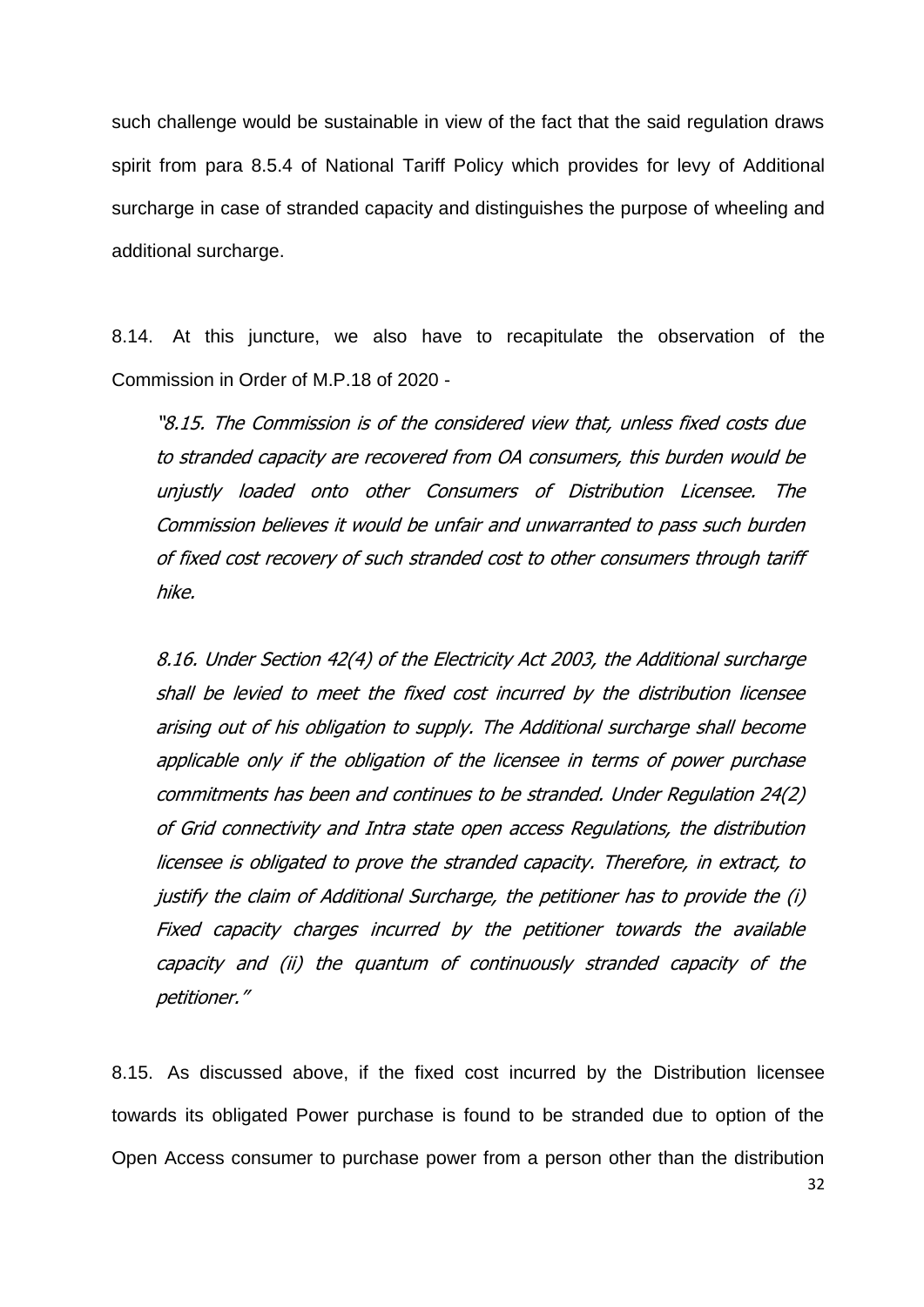such challenge would be sustainable in view of the fact that the said regulation draws spirit from para 8.5.4 of National Tariff Policy which provides for levy of Additional surcharge in case of stranded capacity and distinguishes the purpose of wheeling and additional surcharge.

8.14. At this juncture, we also have to recapitulate the observation of the Commission in Order of M.P.18 of 2020 -

> *"8.15. The Commission is of the considered view that, unless fixed costs due to stranded capacity are recovered from OA consumers, this burden would be unjustly loaded onto other Consumers of Distribution Licensee. The Commission believes it would be unfair and unwarranted to pass such burden of fixed cost recovery of such stranded cost to other consumers through tariff hike.*
>
> *8.16. Under Section 42(4) of the Electricity Act 2003, the Additional surcharge shall be levied to meet the fixed cost incurred by the distribution licensee arising out of his obligation to supply. The Additional surcharge shall become applicable only if the obligation of the licensee in terms of power purchase commitments has been and continues to be stranded. Under Regulation 24(2) of Grid connectivity and Intra state open access Regulations, the distribution licensee is obligated to prove the stranded capacity. Therefore, in extract, to justify the claim of Additional Surcharge, the petitioner has to provide the (i) Fixed capacity charges incurred by the petitioner towards the available capacity and (ii) the quantum of continuously stranded capacity of the petitioner."*

8.15. As discussed above, if the fixed cost incurred by the Distribution licensee towards its obligated Power purchase is found to be stranded due to option of the Open Access consumer to purchase power from a person other than the distribution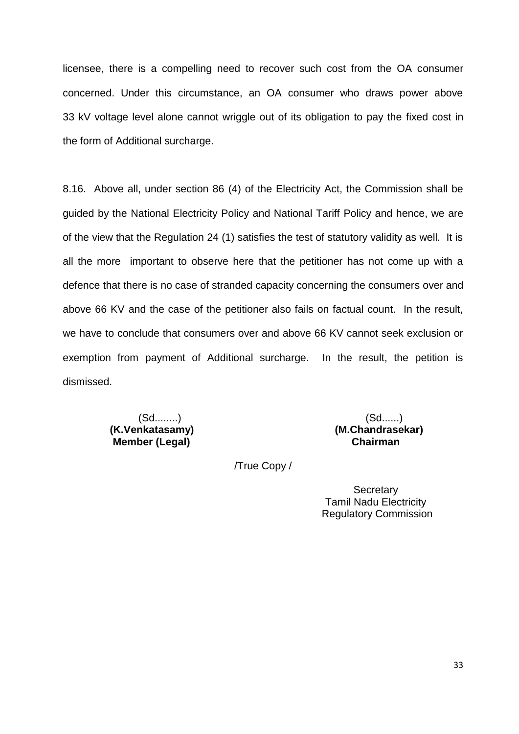licensee, there is a compelling need to recover such cost from the OA consumer concerned. Under this circumstance, an OA consumer who draws power above 33 kV voltage level alone cannot wriggle out of its obligation to pay the fixed cost in the form of Additional surcharge.

8.16. Above all, under section 86 (4) of the Electricity Act, the Commission shall be guided by the National Electricity Policy and National Tariff Policy and hence, we are of the view that the Regulation 24 (1) satisfies the test of statutory validity as well. It is all the more important to observe here that the petitioner has not come up with a defence that there is no case of stranded capacity concerning the consumers over and above 66 KV and the case of the petitioner also fails on factual count. In the result, we have to conclude that consumers over and above 66 KV cannot seek exclusion or exemption from payment of Additional surcharge. In the result, the petition is dismissed.

(Sd........)
**(K.Venkatasamy)**
**Member (Legal)**

(Sd......)
**(M.Chandrasekar)**
**Chairman**

/True Copy /

Secretary
Tamil Nadu Electricity
Regulatory Commission